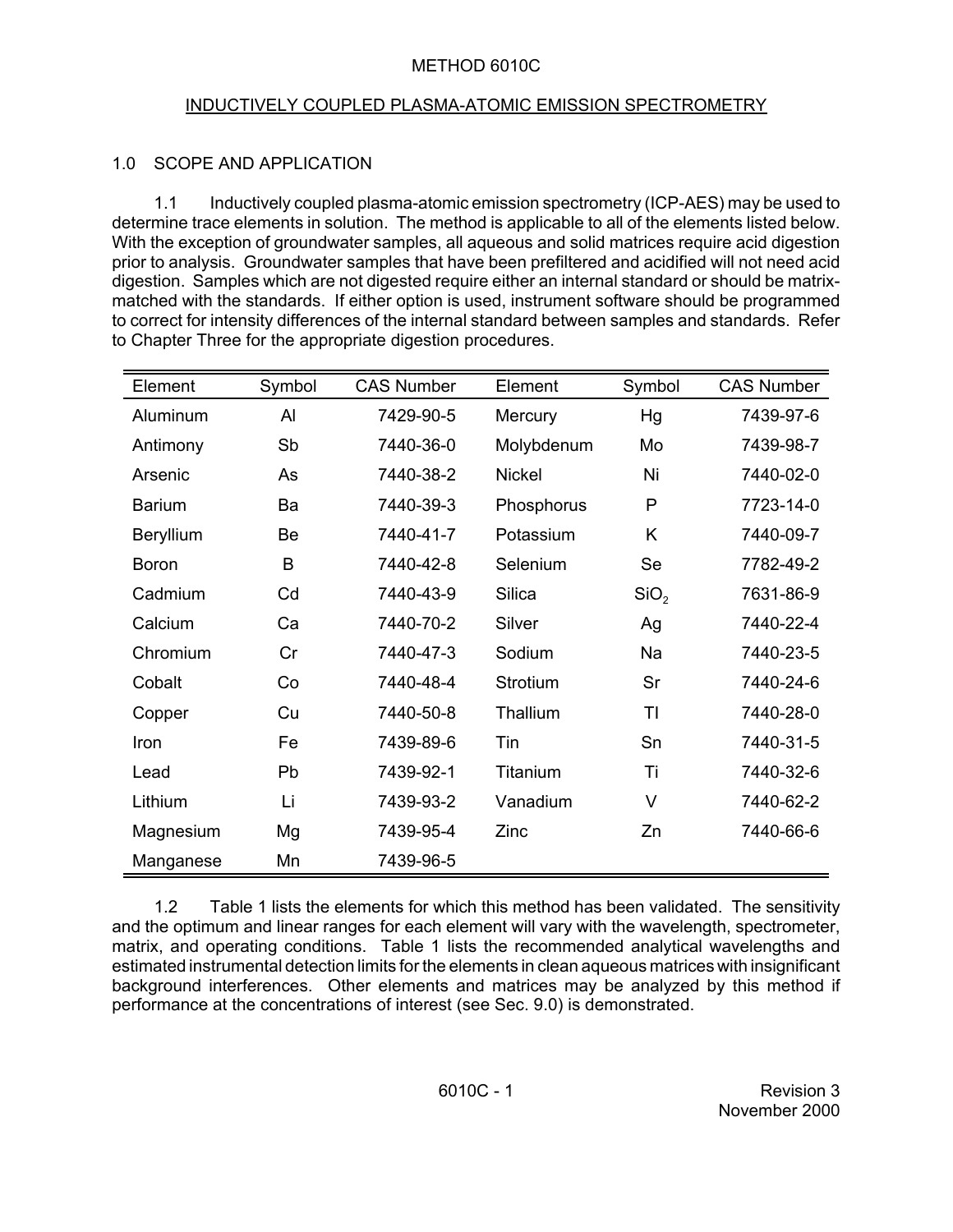# METHOD 6010C

## INDUCTIVELY COUPLED PLASMA-ATOMIC EMISSION SPECTROMETRY

### 1.0 SCOPE AND APPLICATION

1.1 Inductively coupled plasma-atomic emission spectrometry (ICP-AES) may be used to determine trace elements in solution. The method is applicable to all of the elements listed below. With the exception of groundwater samples, all aqueous and solid matrices require acid digestion prior to analysis. Groundwater samples that have been prefiltered and acidified will not need acid digestion. Samples which are not digested require either an internal standard or should be matrix-matched with the standards. If either option is used, instrument software should be programmed to correct for intensity differences of the internal standard between samples and standards. Refer to Chapter Three for the appropriate digestion procedures.

| Element | Symbol | CAS Number | Element | Symbol | CAS Number |
|---|---|---|---|---|---|
| Aluminum | Al | 7429-90-5 | Mercury | Hg | 7439-97-6 |
| Antimony | Sb | 7440-36-0 | Molybdenum | Mo | 7439-98-7 |
| Arsenic | As | 7440-38-2 | Nickel | Ni | 7440-02-0 |
| Barium | Ba | 7440-39-3 | Phosphorus | P | 7723-14-0 |
| Beryllium | Be | 7440-41-7 | Potassium | K | 7440-09-7 |
| Boron | B | 7440-42-8 | Selenium | Se | 7782-49-2 |
| Cadmium | Cd | 7440-43-9 | Silica | $SiO_2$ | 7631-86-9 |
| Calcium | Ca | 7440-70-2 | Silver | Ag | 7440-22-4 |
| Chromium | Cr | 7440-47-3 | Sodium | Na | 7440-23-5 |
| Cobalt | Co | 7440-48-4 | Strotium | Sr | 7440-24-6 |
| Copper | Cu | 7440-50-8 | Thallium | Tl | 7440-28-0 |
| Iron | Fe | 7439-89-6 | Tin | Sn | 7440-31-5 |
| Lead | Pb | 7439-92-1 | Titanium | Ti | 7440-32-6 |
| Lithium | Li | 7439-93-2 | Vanadium | V | 7440-62-2 |
| Magnesium | Mg | 7439-95-4 | Zinc | Zn | 7440-66-6 |
| Manganese | Mn | 7439-96-5 | | | |

1.2 Table 1 lists the elements for which this method has been validated. The sensitivity and the optimum and linear ranges for each element will vary with the wavelength, spectrometer, matrix, and operating conditions. Table 1 lists the recommended analytical wavelengths and estimated instrumental detection limits for the elements in clean aqueous matrices with insignificant background interferences. Other elements and matrices may be analyzed by this method if performance at the concentrations of interest (see Sec. 9.0) is demonstrated.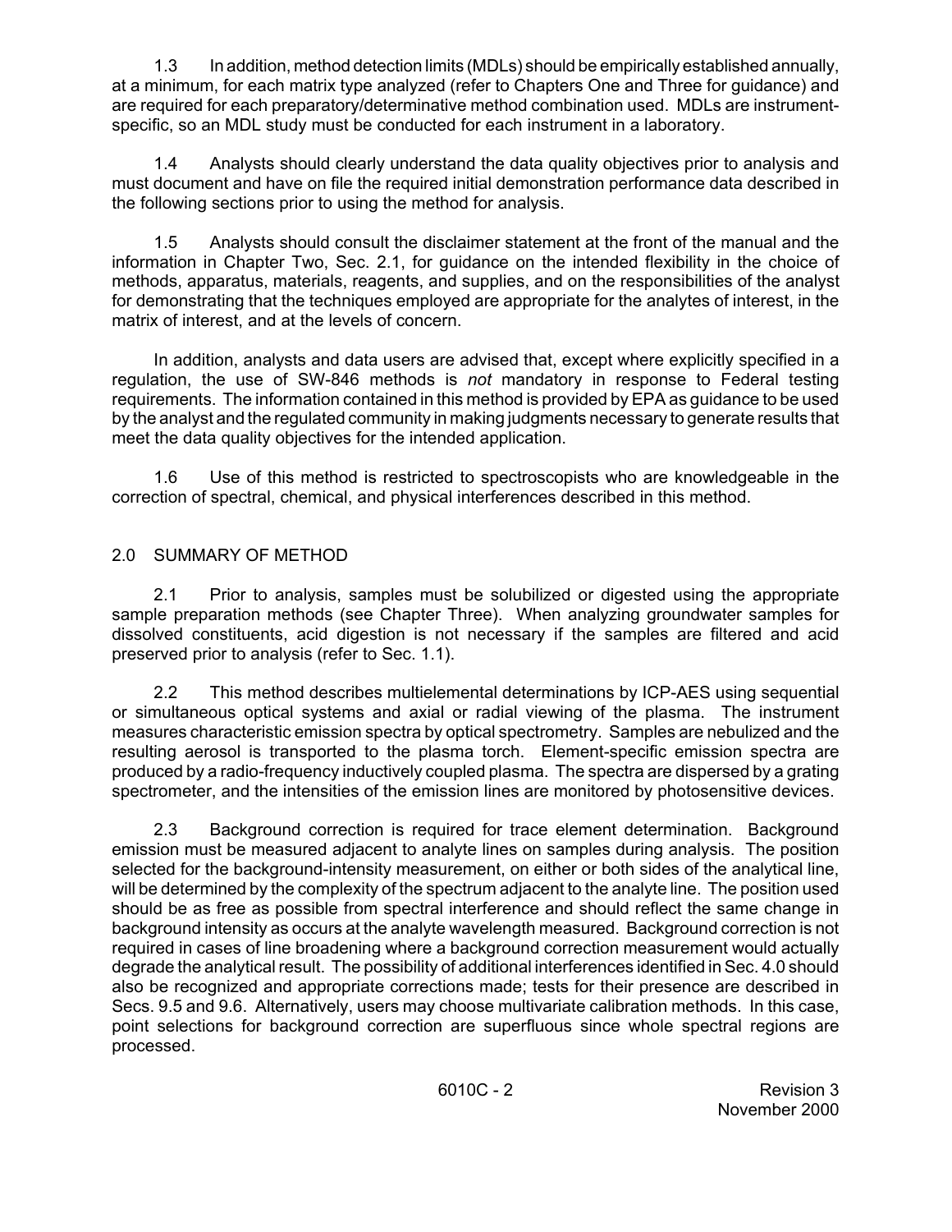1.3 In addition, method detection limits (MDLs) should be empirically established annually, at a minimum, for each matrix type analyzed (refer to Chapters One and Three for guidance) and are required for each preparatory/determinative method combination used. MDLs are instrument-specific, so an MDL study must be conducted for each instrument in a laboratory.

1.4 Analysts should clearly understand the data quality objectives prior to analysis and must document and have on file the required initial demonstration performance data described in the following sections prior to using the method for analysis.

1.5 Analysts should consult the disclaimer statement at the front of the manual and the information in Chapter Two, Sec. 2.1, for guidance on the intended flexibility in the choice of methods, apparatus, materials, reagents, and supplies, and on the responsibilities of the analyst for demonstrating that the techniques employed are appropriate for the analytes of interest, in the matrix of interest, and at the levels of concern.

In addition, analysts and data users are advised that, except where explicitly specified in a regulation, the use of SW-846 methods is *not* mandatory in response to Federal testing requirements. The information contained in this method is provided by EPA as guidance to be used by the analyst and the regulated community in making judgments necessary to generate results that meet the data quality objectives for the intended application.

1.6 Use of this method is restricted to spectroscopists who are knowledgeable in the correction of spectral, chemical, and physical interferences described in this method.

## 2.0 SUMMARY OF METHOD

2.1 Prior to analysis, samples must be solubilized or digested using the appropriate sample preparation methods (see Chapter Three). When analyzing groundwater samples for dissolved constituents, acid digestion is not necessary if the samples are filtered and acid preserved prior to analysis (refer to Sec. 1.1).

2.2 This method describes multielemental determinations by ICP-AES using sequential or simultaneous optical systems and axial or radial viewing of the plasma. The instrument measures characteristic emission spectra by optical spectrometry. Samples are nebulized and the resulting aerosol is transported to the plasma torch. Element-specific emission spectra are produced by a radio-frequency inductively coupled plasma. The spectra are dispersed by a grating spectrometer, and the intensities of the emission lines are monitored by photosensitive devices.

2.3 Background correction is required for trace element determination. Background emission must be measured adjacent to analyte lines on samples during analysis. The position selected for the background-intensity measurement, on either or both sides of the analytical line, will be determined by the complexity of the spectrum adjacent to the analyte line. The position used should be as free as possible from spectral interference and should reflect the same change in background intensity as occurs at the analyte wavelength measured. Background correction is not required in cases of line broadening where a background correction measurement would actually degrade the analytical result. The possibility of additional interferences identified in Sec. 4.0 should also be recognized and appropriate corrections made; tests for their presence are described in Secs. 9.5 and 9.6. Alternatively, users may choose multivariate calibration methods. In this case, point selections for background correction are superfluous since whole spectral regions are processed.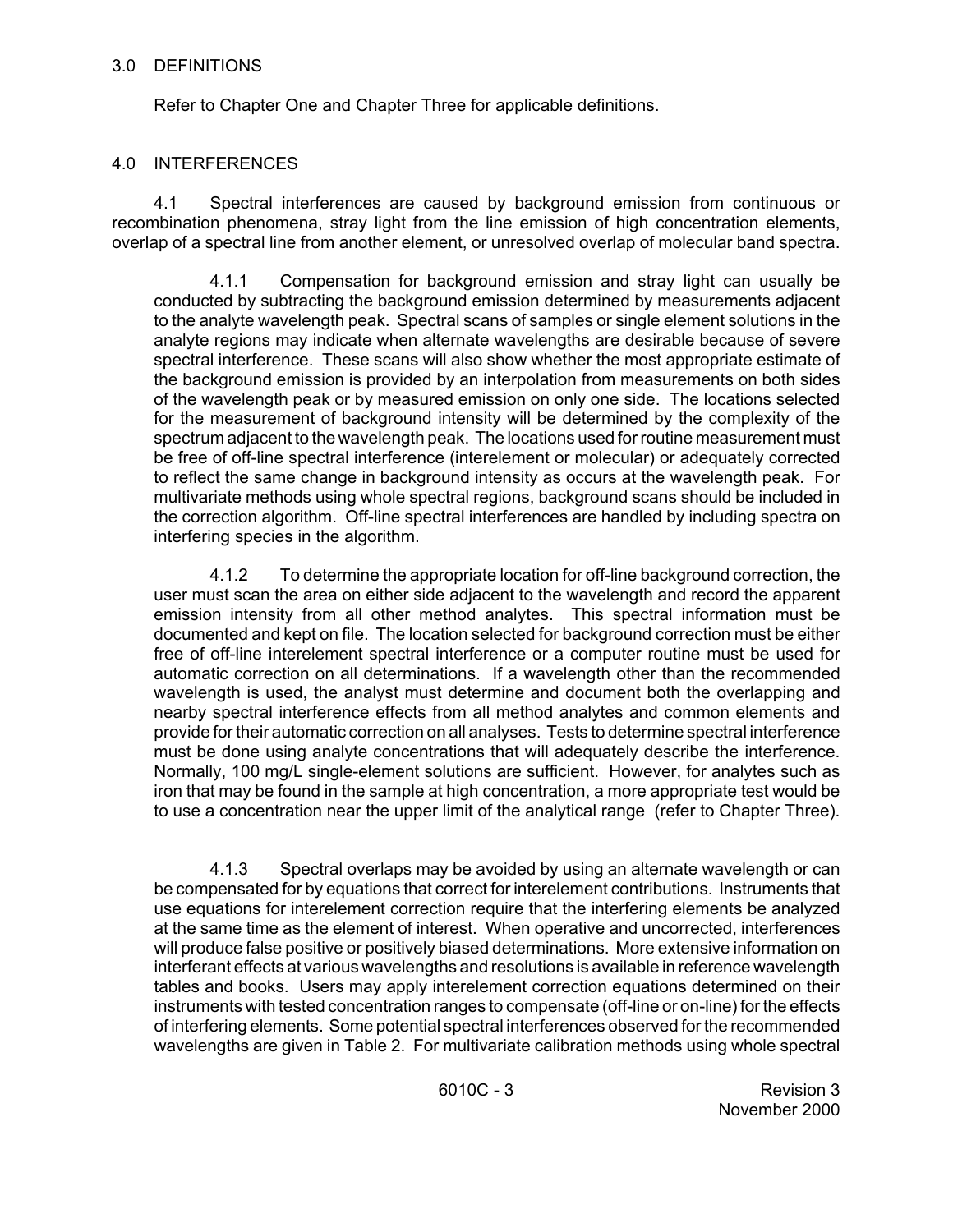## 3.0 DEFINITIONS

Refer to Chapter One and Chapter Three for applicable definitions.

## 4.0 INTERFERENCES

4.1 Spectral interferences are caused by background emission from continuous or recombination phenomena, stray light from the line emission of high concentration elements, overlap of a spectral line from another element, or unresolved overlap of molecular band spectra.

4.1.1 Compensation for background emission and stray light can usually be conducted by subtracting the background emission determined by measurements adjacent to the analyte wavelength peak. Spectral scans of samples or single element solutions in the analyte regions may indicate when alternate wavelengths are desirable because of severe spectral interference. These scans will also show whether the most appropriate estimate of the background emission is provided by an interpolation from measurements on both sides of the wavelength peak or by measured emission on only one side. The locations selected for the measurement of background intensity will be determined by the complexity of the spectrum adjacent to the wavelength peak. The locations used for routine measurement must be free of off-line spectral interference (interelement or molecular) or adequately corrected to reflect the same change in background intensity as occurs at the wavelength peak. For multivariate methods using whole spectral regions, background scans should be included in the correction algorithm. Off-line spectral interferences are handled by including spectra on interfering species in the algorithm.

4.1.2 To determine the appropriate location for off-line background correction, the user must scan the area on either side adjacent to the wavelength and record the apparent emission intensity from all other method analytes. This spectral information must be documented and kept on file. The location selected for background correction must be either free of off-line interelement spectral interference or a computer routine must be used for automatic correction on all determinations. If a wavelength other than the recommended wavelength is used, the analyst must determine and document both the overlapping and nearby spectral interference effects from all method analytes and common elements and provide for their automatic correction on all analyses. Tests to determine spectral interference must be done using analyte concentrations that will adequately describe the interference. Normally, 100 mg/L single-element solutions are sufficient. However, for analytes such as iron that may be found in the sample at high concentration, a more appropriate test would be to use a concentration near the upper limit of the analytical range (refer to Chapter Three).

4.1.3 Spectral overlaps may be avoided by using an alternate wavelength or can be compensated for by equations that correct for interelement contributions. Instruments that use equations for interelement correction require that the interfering elements be analyzed at the same time as the element of interest. When operative and uncorrected, interferences will produce false positive or positively biased determinations. More extensive information on interferant effects at various wavelengths and resolutions is available in reference wavelength tables and books. Users may apply interelement correction equations determined on their instruments with tested concentration ranges to compensate (off-line or on-line) for the effects of interfering elements. Some potential spectral interferences observed for the recommended wavelengths are given in Table 2. For multivariate calibration methods using whole spectral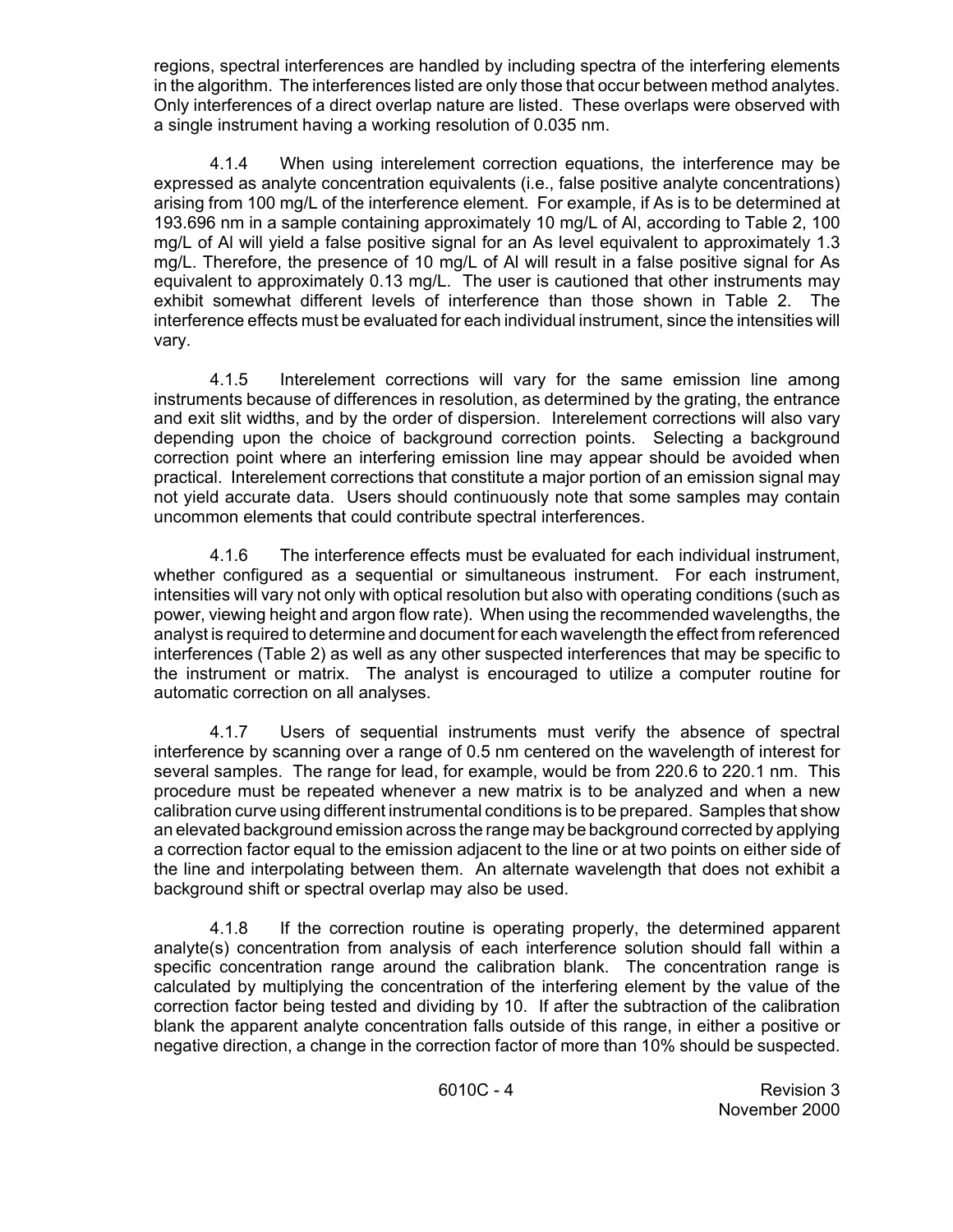regions, spectral interferences are handled by including spectra of the interfering elements in the algorithm. The interferences listed are only those that occur between method analytes. Only interferences of a direct overlap nature are listed. These overlaps were observed with a single instrument having a working resolution of 0.035 nm.

4.1.4 When using interelement correction equations, the interference may be expressed as analyte concentration equivalents (i.e., false positive analyte concentrations) arising from 100 mg/L of the interference element. For example, if As is to be determined at 193.696 nm in a sample containing approximately 10 mg/L of Al, according to Table 2, 100 mg/L of Al will yield a false positive signal for an As level equivalent to approximately 1.3 mg/L. Therefore, the presence of 10 mg/L of Al will result in a false positive signal for As equivalent to approximately 0.13 mg/L. The user is cautioned that other instruments may exhibit somewhat different levels of interference than those shown in Table 2. The interference effects must be evaluated for each individual instrument, since the intensities will vary.

4.1.5 Interelement corrections will vary for the same emission line among instruments because of differences in resolution, as determined by the grating, the entrance and exit slit widths, and by the order of dispersion. Interelement corrections will also vary depending upon the choice of background correction points. Selecting a background correction point where an interfering emission line may appear should be avoided when practical. Interelement corrections that constitute a major portion of an emission signal may not yield accurate data. Users should continuously note that some samples may contain uncommon elements that could contribute spectral interferences.

4.1.6 The interference effects must be evaluated for each individual instrument, whether configured as a sequential or simultaneous instrument. For each instrument, intensities will vary not only with optical resolution but also with operating conditions (such as power, viewing height and argon flow rate). When using the recommended wavelengths, the analyst is required to determine and document for each wavelength the effect from referenced interferences (Table 2) as well as any other suspected interferences that may be specific to the instrument or matrix. The analyst is encouraged to utilize a computer routine for automatic correction on all analyses.

4.1.7 Users of sequential instruments must verify the absence of spectral interference by scanning over a range of 0.5 nm centered on the wavelength of interest for several samples. The range for lead, for example, would be from 220.6 to 220.1 nm. This procedure must be repeated whenever a new matrix is to be analyzed and when a new calibration curve using different instrumental conditions is to be prepared. Samples that show an elevated background emission across the range may be background corrected by applying a correction factor equal to the emission adjacent to the line or at two points on either side of the line and interpolating between them. An alternate wavelength that does not exhibit a background shift or spectral overlap may also be used.

4.1.8 If the correction routine is operating properly, the determined apparent analyte(s) concentration from analysis of each interference solution should fall within a specific concentration range around the calibration blank. The concentration range is calculated by multiplying the concentration of the interfering element by the value of the correction factor being tested and dividing by 10. If after the subtraction of the calibration blank the apparent analyte concentration falls outside of this range, in either a positive or negative direction, a change in the correction factor of more than 10% should be suspected.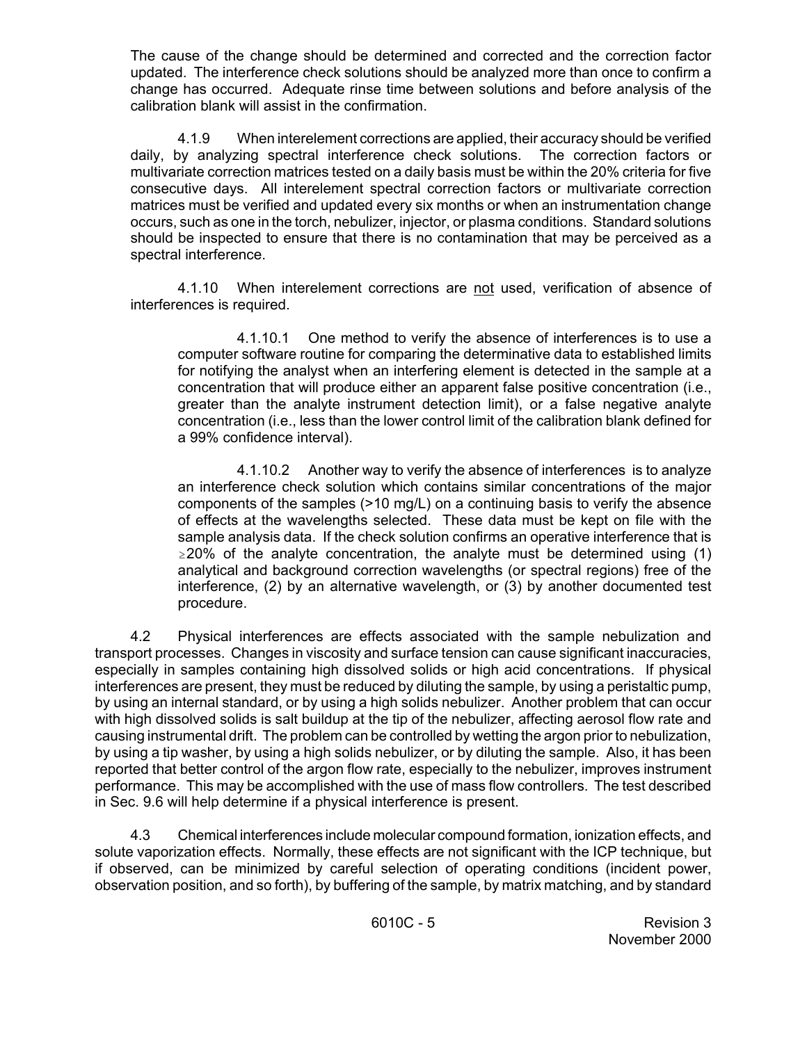The cause of the change should be determined and corrected and the correction factor updated. The interference check solutions should be analyzed more than once to confirm a change has occurred. Adequate rinse time between solutions and before analysis of the calibration blank will assist in the confirmation.

4.1.9 When interelement corrections are applied, their accuracy should be verified daily, by analyzing spectral interference check solutions. The correction factors or multivariate correction matrices tested on a daily basis must be within the 20% criteria for five consecutive days. All interelement spectral correction factors or multivariate correction matrices must be verified and updated every six months or when an instrumentation change occurs, such as one in the torch, nebulizer, injector, or plasma conditions. Standard solutions should be inspected to ensure that there is no contamination that may be perceived as a spectral interference.

4.1.10 When interelement corrections are <u>not</u> used, verification of absence of interferences is required.

4.1.10.1 One method to verify the absence of interferences is to use a computer software routine for comparing the determinative data to established limits for notifying the analyst when an interfering element is detected in the sample at a concentration that will produce either an apparent false positive concentration (i.e., greater than the analyte instrument detection limit), or a false negative analyte concentration (i.e., less than the lower control limit of the calibration blank defined for a 99% confidence interval).

4.1.10.2 Another way to verify the absence of interferences is to analyze an interference check solution which contains similar concentrations of the major components of the samples (>10 mg/L) on a continuing basis to verify the absence of effects at the wavelengths selected. These data must be kept on file with the sample analysis data. If the check solution confirms an operative interference that is $\geq$20% of the analyte concentration, the analyte must be determined using (1) analytical and background correction wavelengths (or spectral regions) free of the interference, (2) by an alternative wavelength, or (3) by another documented test procedure.

4.2 Physical interferences are effects associated with the sample nebulization and transport processes. Changes in viscosity and surface tension can cause significant inaccuracies, especially in samples containing high dissolved solids or high acid concentrations. If physical interferences are present, they must be reduced by diluting the sample, by using a peristaltic pump, by using an internal standard, or by using a high solids nebulizer. Another problem that can occur with high dissolved solids is salt buildup at the tip of the nebulizer, affecting aerosol flow rate and causing instrumental drift. The problem can be controlled by wetting the argon prior to nebulization, by using a tip washer, by using a high solids nebulizer, or by diluting the sample. Also, it has been reported that better control of the argon flow rate, especially to the nebulizer, improves instrument performance. This may be accomplished with the use of mass flow controllers. The test described in Sec. 9.6 will help determine if a physical interference is present.

4.3 Chemical interferences include molecular compound formation, ionization effects, and solute vaporization effects. Normally, these effects are not significant with the ICP technique, but if observed, can be minimized by careful selection of operating conditions (incident power, observation position, and so forth), by buffering of the sample, by matrix matching, and by standard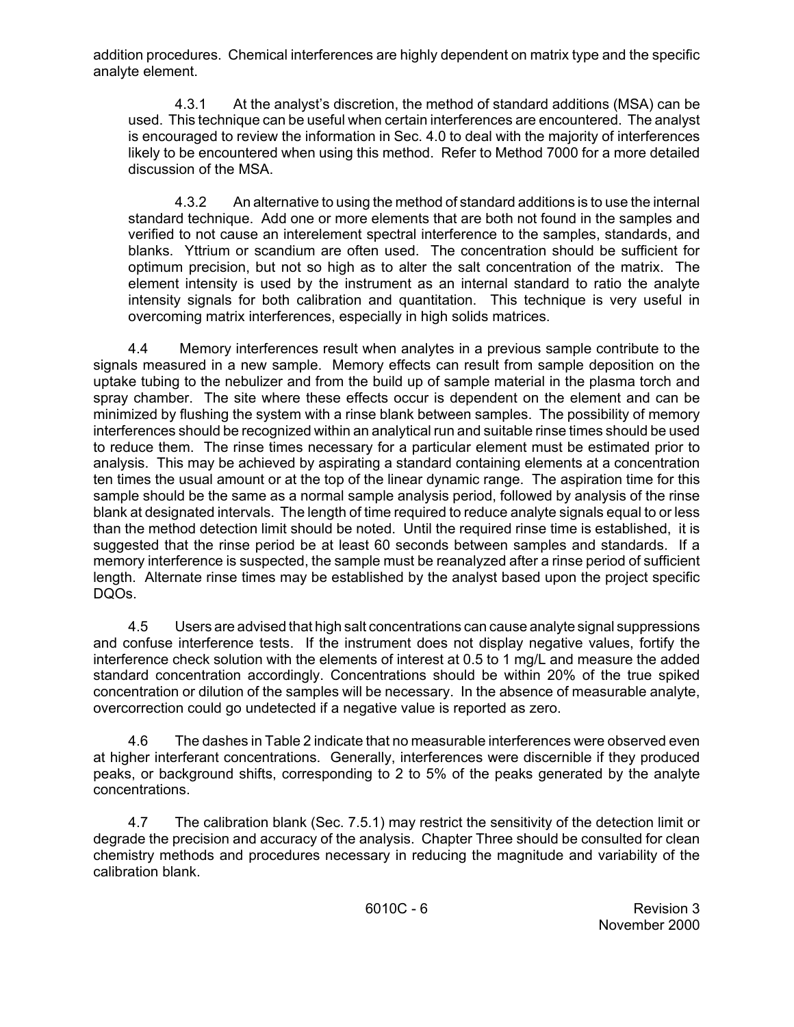addition procedures. Chemical interferences are highly dependent on matrix type and the specific analyte element.

4.3.1 At the analyst's discretion, the method of standard additions (MSA) can be used. This technique can be useful when certain interferences are encountered. The analyst is encouraged to review the information in Sec. 4.0 to deal with the majority of interferences likely to be encountered when using this method. Refer to Method 7000 for a more detailed discussion of the MSA.

4.3.2 An alternative to using the method of standard additions is to use the internal standard technique. Add one or more elements that are both not found in the samples and verified to not cause an interelement spectral interference to the samples, standards, and blanks. Yttrium or scandium are often used. The concentration should be sufficient for optimum precision, but not so high as to alter the salt concentration of the matrix. The element intensity is used by the instrument as an internal standard to ratio the analyte intensity signals for both calibration and quantitation. This technique is very useful in overcoming matrix interferences, especially in high solids matrices.

4.4 Memory interferences result when analytes in a previous sample contribute to the signals measured in a new sample. Memory effects can result from sample deposition on the uptake tubing to the nebulizer and from the build up of sample material in the plasma torch and spray chamber. The site where these effects occur is dependent on the element and can be minimized by flushing the system with a rinse blank between samples. The possibility of memory interferences should be recognized within an analytical run and suitable rinse times should be used to reduce them. The rinse times necessary for a particular element must be estimated prior to analysis. This may be achieved by aspirating a standard containing elements at a concentration ten times the usual amount or at the top of the linear dynamic range. The aspiration time for this sample should be the same as a normal sample analysis period, followed by analysis of the rinse blank at designated intervals. The length of time required to reduce analyte signals equal to or less than the method detection limit should be noted. Until the required rinse time is established, it is suggested that the rinse period be at least 60 seconds between samples and standards. If a memory interference is suspected, the sample must be reanalyzed after a rinse period of sufficient length. Alternate rinse times may be established by the analyst based upon the project specific DQOs.

4.5 Users are advised that high salt concentrations can cause analyte signal suppressions and confuse interference tests. If the instrument does not display negative values, fortify the interference check solution with the elements of interest at 0.5 to 1 mg/L and measure the added standard concentration accordingly. Concentrations should be within 20% of the true spiked concentration or dilution of the samples will be necessary. In the absence of measurable analyte, overcorrection could go undetected if a negative value is reported as zero.

4.6 The dashes in Table 2 indicate that no measurable interferences were observed even at higher interferant concentrations. Generally, interferences were discernible if they produced peaks, or background shifts, corresponding to 2 to 5% of the peaks generated by the analyte concentrations.

4.7 The calibration blank (Sec. 7.5.1) may restrict the sensitivity of the detection limit or degrade the precision and accuracy of the analysis. Chapter Three should be consulted for clean chemistry methods and procedures necessary in reducing the magnitude and variability of the calibration blank.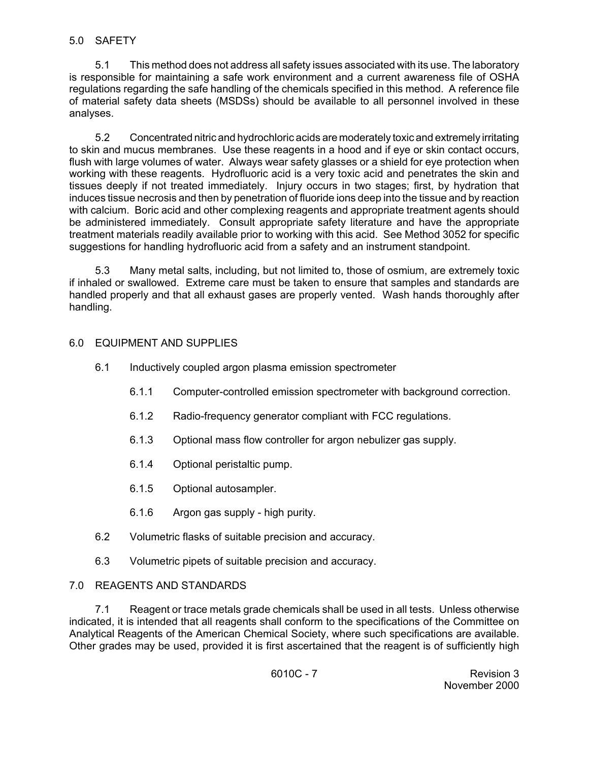## 5.0 SAFETY

5.1 This method does not address all safety issues associated with its use. The laboratory is responsible for maintaining a safe work environment and a current awareness file of OSHA regulations regarding the safe handling of the chemicals specified in this method. A reference file of material safety data sheets (MSDSs) should be available to all personnel involved in these analyses.

5.2 Concentrated nitric and hydrochloric acids are moderately toxic and extremely irritating to skin and mucus membranes. Use these reagents in a hood and if eye or skin contact occurs, flush with large volumes of water. Always wear safety glasses or a shield for eye protection when working with these reagents. Hydrofluoric acid is a very toxic acid and penetrates the skin and tissues deeply if not treated immediately. Injury occurs in two stages; first, by hydration that induces tissue necrosis and then by penetration of fluoride ions deep into the tissue and by reaction with calcium. Boric acid and other complexing reagents and appropriate treatment agents should be administered immediately. Consult appropriate safety literature and have the appropriate treatment materials readily available prior to working with this acid. See Method 3052 for specific suggestions for handling hydrofluoric acid from a safety and an instrument standpoint.

5.3 Many metal salts, including, but not limited to, those of osmium, are extremely toxic if inhaled or swallowed. Extreme care must be taken to ensure that samples and standards are handled properly and that all exhaust gases are properly vented. Wash hands thoroughly after handling.

## 6.0 EQUIPMENT AND SUPPLIES

6.1 Inductively coupled argon plasma emission spectrometer

6.1.1 Computer-controlled emission spectrometer with background correction.

6.1.2 Radio-frequency generator compliant with FCC regulations.

6.1.3 Optional mass flow controller for argon nebulizer gas supply.

6.1.4 Optional peristaltic pump.

6.1.5 Optional autosampler.

6.1.6 Argon gas supply - high purity.

6.2 Volumetric flasks of suitable precision and accuracy.

6.3 Volumetric pipets of suitable precision and accuracy.

## 7.0 REAGENTS AND STANDARDS

7.1 Reagent or trace metals grade chemicals shall be used in all tests. Unless otherwise indicated, it is intended that all reagents shall conform to the specifications of the Committee on Analytical Reagents of the American Chemical Society, where such specifications are available. Other grades may be used, provided it is first ascertained that the reagent is of sufficiently high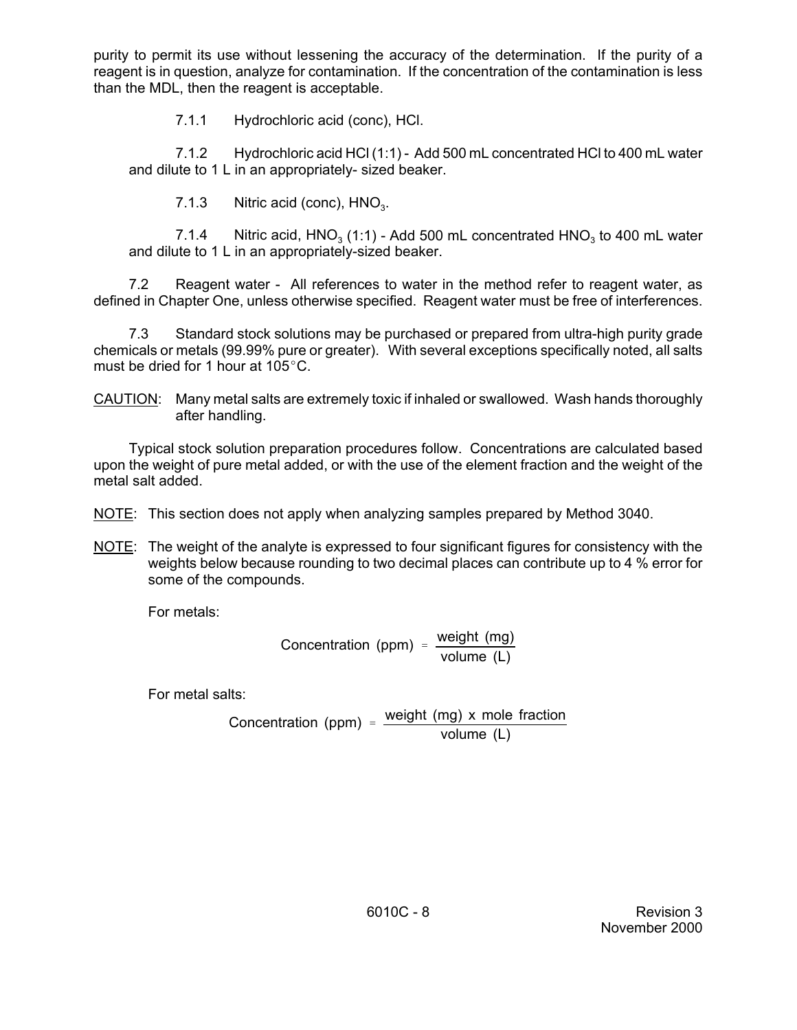purity to permit its use without lessening the accuracy of the determination. If the purity of a reagent is in question, analyze for contamination. If the concentration of the contamination is less than the MDL, then the reagent is acceptable.

7.1.1 Hydrochloric acid (conc), HCl.

7.1.2 Hydrochloric acid HCl (1:1) - Add 500 mL concentrated HCl to 400 mL water and dilute to 1 L in an appropriately- sized beaker.

7.1.3 Nitric acid (conc), $HNO_3$.

7.1.4 Nitric acid, $HNO_3$ (1:1) - Add 500 mL concentrated $HNO_3$ to 400 mL water and dilute to 1 L in an appropriately-sized beaker.

7.2 Reagent water - All references to water in the method refer to reagent water, as defined in Chapter One, unless otherwise specified. Reagent water must be free of interferences.

7.3 Standard stock solutions may be purchased or prepared from ultra-high purity grade chemicals or metals (99.99% pure or greater). With several exceptions specifically noted, all salts must be dried for 1 hour at 105°C.

CAUTION: Many metal salts are extremely toxic if inhaled or swallowed. Wash hands thoroughly after handling.

Typical stock solution preparation procedures follow. Concentrations are calculated based upon the weight of pure metal added, or with the use of the element fraction and the weight of the metal salt added.

NOTE: This section does not apply when analyzing samples prepared by Method 3040.

NOTE: The weight of the analyte is expressed to four significant figures for consistency with the weights below because rounding to two decimal places can contribute up to 4 % error for some of the compounds.

For metals:

$$\text{Concentration (ppm)} = \frac{\text{weight (mg)}}{\text{volume (L)}}$$

For metal salts:

$$\text{Concentration (ppm)} = \frac{\text{weight (mg) x mole fraction}}{\text{volume (L)}}$$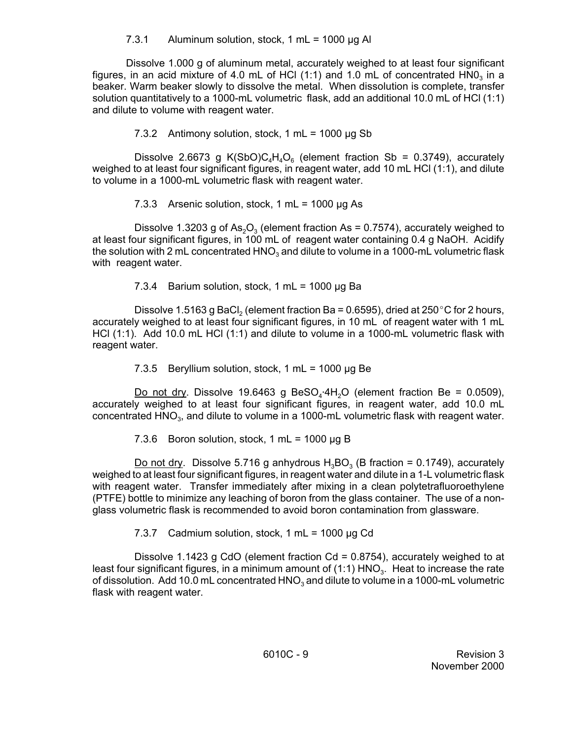7.3.1 Aluminum solution, stock, 1 mL = 1000 µg Al

Dissolve 1.000 g of aluminum metal, accurately weighed to at least four significant figures, in an acid mixture of 4.0 mL of HCl (1:1) and 1.0 mL of concentrated $HN0_3$ in a beaker. Warm beaker slowly to dissolve the metal. When dissolution is complete, transfer solution quantitatively to a 1000-mL volumetric flask, add an additional 10.0 mL of HCl (1:1) and dilute to volume with reagent water.

7.3.2 Antimony solution, stock, 1 mL = 1000 µg Sb

Dissolve 2.6673 g $K(SbO)C_4H_4O_6$ (element fraction Sb = 0.3749), accurately weighed to at least four significant figures, in reagent water, add 10 mL HCl (1:1), and dilute to volume in a 1000-mL volumetric flask with reagent water.

7.3.3 Arsenic solution, stock, 1 mL = 1000 µg As

Dissolve 1.3203 g of $As_2O_3$ (element fraction As = 0.7574), accurately weighed to at least four significant figures, in 100 mL of reagent water containing 0.4 g NaOH. Acidify the solution with 2 mL concentrated $HNO_3$ and dilute to volume in a 1000-mL volumetric flask with reagent water.

7.3.4 Barium solution, stock, 1 mL = 1000 µg Ba

Dissolve 1.5163 g $BaCl_2$ (element fraction Ba = 0.6595), dried at 250°C for 2 hours, accurately weighed to at least four significant figures, in 10 mL of reagent water with 1 mL HCl (1:1). Add 10.0 mL HCl (1:1) and dilute to volume in a 1000-mL volumetric flask with reagent water.

7.3.5 Beryllium solution, stock, 1 mL = 1000 µg Be

Do not dry. Dissolve 19.6463 g $BeSO_4 \cdot 4H_2O$ (element fraction Be = 0.0509), accurately weighed to at least four significant figures, in reagent water, add 10.0 mL concentrated $HNO_3$, and dilute to volume in a 1000-mL volumetric flask with reagent water.

7.3.6 Boron solution, stock, 1 mL = 1000 µg B

Do not dry. Dissolve 5.716 g anhydrous $H_3BO_3$ (B fraction = 0.1749), accurately weighed to at least four significant figures, in reagent water and dilute in a 1-L volumetric flask with reagent water. Transfer immediately after mixing in a clean polytetrafluoroethylene (PTFE) bottle to minimize any leaching of boron from the glass container. The use of a non-glass volumetric flask is recommended to avoid boron contamination from glassware.

7.3.7 Cadmium solution, stock, 1 mL = 1000 µg Cd

Dissolve 1.1423 g CdO (element fraction Cd = 0.8754), accurately weighed to at least four significant figures, in a minimum amount of (1:1) $HNO_3$. Heat to increase the rate of dissolution. Add 10.0 mL concentrated $HNO_3$ and dilute to volume in a 1000-mL volumetric flask with reagent water.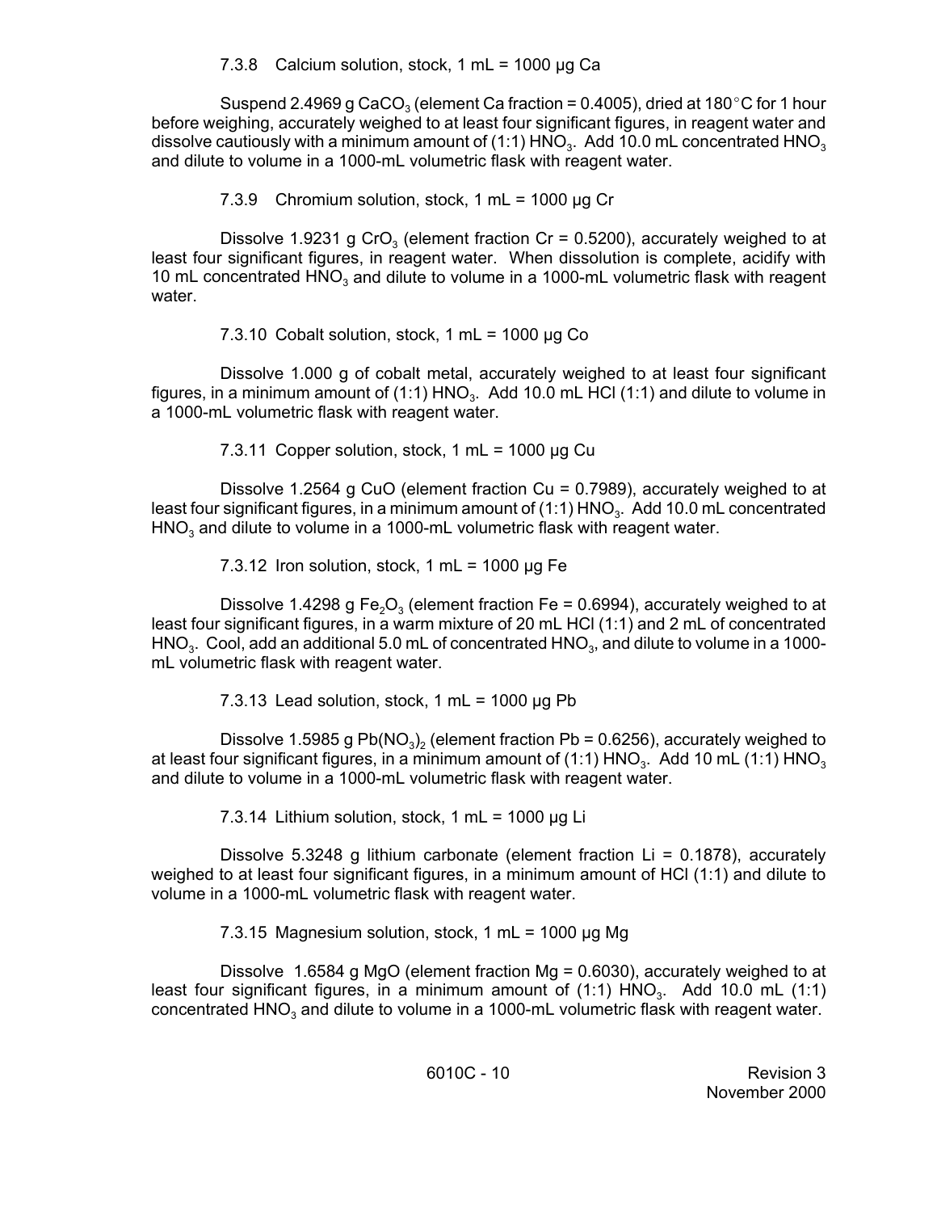7.3.8 Calcium solution, stock, 1 mL = 1000 µg Ca

Suspend 2.4969 g $CaCO_3$ (element Ca fraction = 0.4005), dried at 180°C for 1 hour before weighing, accurately weighed to at least four significant figures, in reagent water and dissolve cautiously with a minimum amount of (1:1) $HNO_3$. Add 10.0 mL concentrated $HNO_3$ and dilute to volume in a 1000-mL volumetric flask with reagent water.

7.3.9 Chromium solution, stock, 1 mL = 1000 µg Cr

Dissolve 1.9231 g $CrO_3$ (element fraction Cr = 0.5200), accurately weighed to at least four significant figures, in reagent water. When dissolution is complete, acidify with 10 mL concentrated $HNO_3$ and dilute to volume in a 1000-mL volumetric flask with reagent water.

7.3.10 Cobalt solution, stock, 1 mL = 1000 µg Co

Dissolve 1.000 g of cobalt metal, accurately weighed to at least four significant figures, in a minimum amount of (1:1) $HNO_3$. Add 10.0 mL HCl (1:1) and dilute to volume in a 1000-mL volumetric flask with reagent water.

7.3.11 Copper solution, stock, 1 mL = 1000 µg Cu

Dissolve 1.2564 g CuO (element fraction Cu = 0.7989), accurately weighed to at least four significant figures, in a minimum amount of (1:1) $HNO_3$. Add 10.0 mL concentrated $HNO_3$ and dilute to volume in a 1000-mL volumetric flask with reagent water.

7.3.12 Iron solution, stock, 1 mL = 1000 µg Fe

Dissolve 1.4298 g $Fe_2O_3$ (element fraction Fe = 0.6994), accurately weighed to at least four significant figures, in a warm mixture of 20 mL HCl (1:1) and 2 mL of concentrated $HNO_3$. Cool, add an additional 5.0 mL of concentrated $HNO_3$, and dilute to volume in a 1000-mL volumetric flask with reagent water.

7.3.13 Lead solution, stock, 1 mL = 1000 µg Pb

Dissolve 1.5985 g $Pb(NO_3)_2$ (element fraction Pb = 0.6256), accurately weighed to at least four significant figures, in a minimum amount of (1:1) $HNO_3$. Add 10 mL (1:1) $HNO_3$ and dilute to volume in a 1000-mL volumetric flask with reagent water.

7.3.14 Lithium solution, stock, 1 mL = 1000 µg Li

Dissolve 5.3248 g lithium carbonate (element fraction Li = 0.1878), accurately weighed to at least four significant figures, in a minimum amount of HCl (1:1) and dilute to volume in a 1000-mL volumetric flask with reagent water.

7.3.15 Magnesium solution, stock, 1 mL = 1000 µg Mg

Dissolve 1.6584 g MgO (element fraction Mg = 0.6030), accurately weighed to at least four significant figures, in a minimum amount of (1:1) $HNO_3$. Add 10.0 mL (1:1) concentrated $HNO_3$ and dilute to volume in a 1000-mL volumetric flask with reagent water.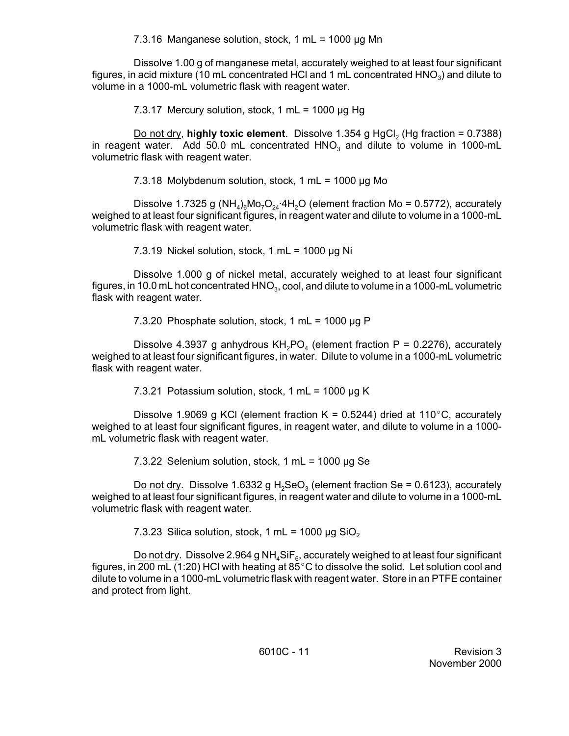7.3.16 Manganese solution, stock, 1 mL = 1000 µg Mn

Dissolve 1.00 g of manganese metal, accurately weighed to at least four significant figures, in acid mixture (10 mL concentrated HCl and 1 mL concentrated $HNO_3$) and dilute to volume in a 1000-mL volumetric flask with reagent water.

7.3.17 Mercury solution, stock, 1 mL = 1000 µg Hg

Do not dry, **highly toxic element**. Dissolve 1.354 g $HgCl_2$ (Hg fraction = 0.7388) in reagent water. Add 50.0 mL concentrated $HNO_3$ and dilute to volume in 1000-mL volumetric flask with reagent water.

7.3.18 Molybdenum solution, stock, 1 mL = 1000 µg Mo

Dissolve 1.7325 g $(NH_4)_6Mo_7O_{24}{\cdot}4H_2O$ (element fraction Mo = 0.5772), accurately weighed to at least four significant figures, in reagent water and dilute to volume in a 1000-mL volumetric flask with reagent water.

7.3.19 Nickel solution, stock, 1 mL = 1000 µg Ni

Dissolve 1.000 g of nickel metal, accurately weighed to at least four significant figures, in 10.0 mL hot concentrated $HNO_3$, cool, and dilute to volume in a 1000-mL volumetric flask with reagent water.

7.3.20 Phosphate solution, stock, 1 mL = 1000 µg P

Dissolve 4.3937 g anhydrous $KH_2PO_4$ (element fraction P = 0.2276), accurately weighed to at least four significant figures, in water. Dilute to volume in a 1000-mL volumetric flask with reagent water.

7.3.21 Potassium solution, stock, 1 mL = 1000 µg K

Dissolve 1.9069 g KCl (element fraction K = 0.5244) dried at 110°C, accurately weighed to at least four significant figures, in reagent water, and dilute to volume in a 1000-mL volumetric flask with reagent water.

7.3.22 Selenium solution, stock, 1 mL = 1000 µg Se

Do not dry. Dissolve 1.6332 g $H_2SeO_3$ (element fraction Se = 0.6123), accurately weighed to at least four significant figures, in reagent water and dilute to volume in a 1000-mL volumetric flask with reagent water.

7.3.23 Silica solution, stock, 1 mL = 1000 µg $SiO_2$

Do not dry. Dissolve 2.964 g $NH_4SiF_6$, accurately weighed to at least four significant figures, in 200 mL (1:20) HCl with heating at 85°C to dissolve the solid. Let solution cool and dilute to volume in a 1000-mL volumetric flask with reagent water. Store in an PTFE container and protect from light.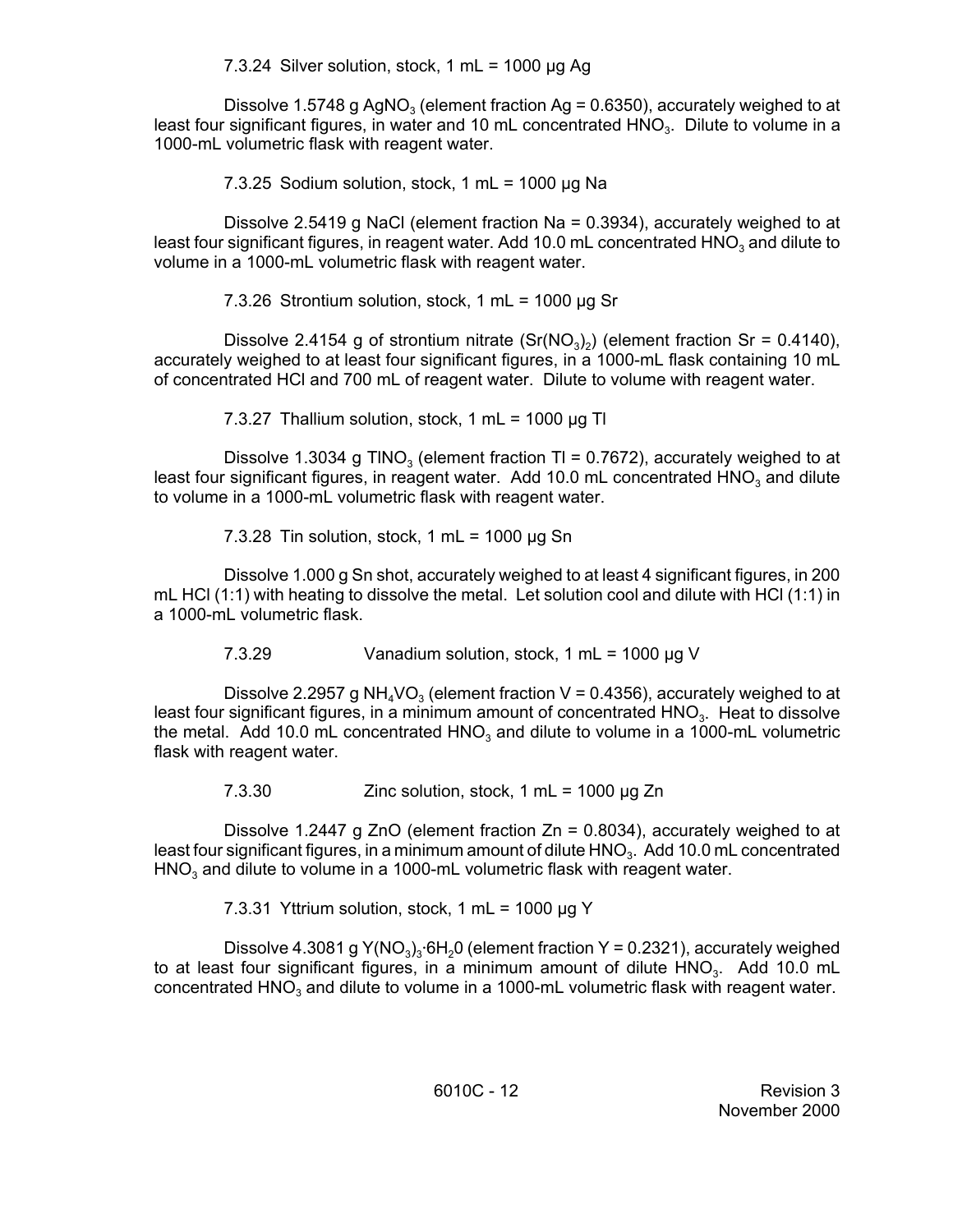7.3.24 Silver solution, stock, 1 mL = 1000 μg Ag

Dissolve 1.5748 g $AgNO_3$ (element fraction Ag = 0.6350), accurately weighed to at least four significant figures, in water and 10 mL concentrated $HNO_3$. Dilute to volume in a 1000-mL volumetric flask with reagent water.

7.3.25 Sodium solution, stock, 1 mL = 1000 μg Na

Dissolve 2.5419 g NaCl (element fraction Na = 0.3934), accurately weighed to at least four significant figures, in reagent water. Add 10.0 mL concentrated $HNO_3$ and dilute to volume in a 1000-mL volumetric flask with reagent water.

7.3.26 Strontium solution, stock, 1 mL = 1000 μg Sr

Dissolve 2.4154 g of strontium nitrate ($Sr(NO_3)_2$) (element fraction Sr = 0.4140), accurately weighed to at least four significant figures, in a 1000-mL flask containing 10 mL of concentrated HCl and 700 mL of reagent water. Dilute to volume with reagent water.

7.3.27 Thallium solution, stock, 1 mL = 1000 μg Tl

Dissolve 1.3034 g $TlNO_3$ (element fraction Tl = 0.7672), accurately weighed to at least four significant figures, in reagent water. Add 10.0 mL concentrated $HNO_3$ and dilute to volume in a 1000-mL volumetric flask with reagent water.

7.3.28 Tin solution, stock, 1 mL = 1000 μg Sn

Dissolve 1.000 g Sn shot, accurately weighed to at least 4 significant figures, in 200 mL HCl (1:1) with heating to dissolve the metal. Let solution cool and dilute with HCl (1:1) in a 1000-mL volumetric flask.

7.3.29 Vanadium solution, stock, 1 mL = 1000 μg V

Dissolve 2.2957 g $NH_4VO_3$ (element fraction V = 0.4356), accurately weighed to at least four significant figures, in a minimum amount of concentrated $HNO_3$. Heat to dissolve the metal. Add 10.0 mL concentrated $HNO_3$ and dilute to volume in a 1000-mL volumetric flask with reagent water.

7.3.30 Zinc solution, stock, 1 mL = 1000 μg Zn

Dissolve 1.2447 g ZnO (element fraction Zn = 0.8034), accurately weighed to at least four significant figures, in a minimum amount of dilute $HNO_3$. Add 10.0 mL concentrated $HNO_3$ and dilute to volume in a 1000-mL volumetric flask with reagent water.

7.3.31 Yttrium solution, stock, 1 mL = 1000 μg Y

Dissolve 4.3081 g $Y(NO_3)_3 \cdot 6H_20$ (element fraction Y = 0.2321), accurately weighed to at least four significant figures, in a minimum amount of dilute $HNO_3$. Add 10.0 mL concentrated $HNO_3$ and dilute to volume in a 1000-mL volumetric flask with reagent water.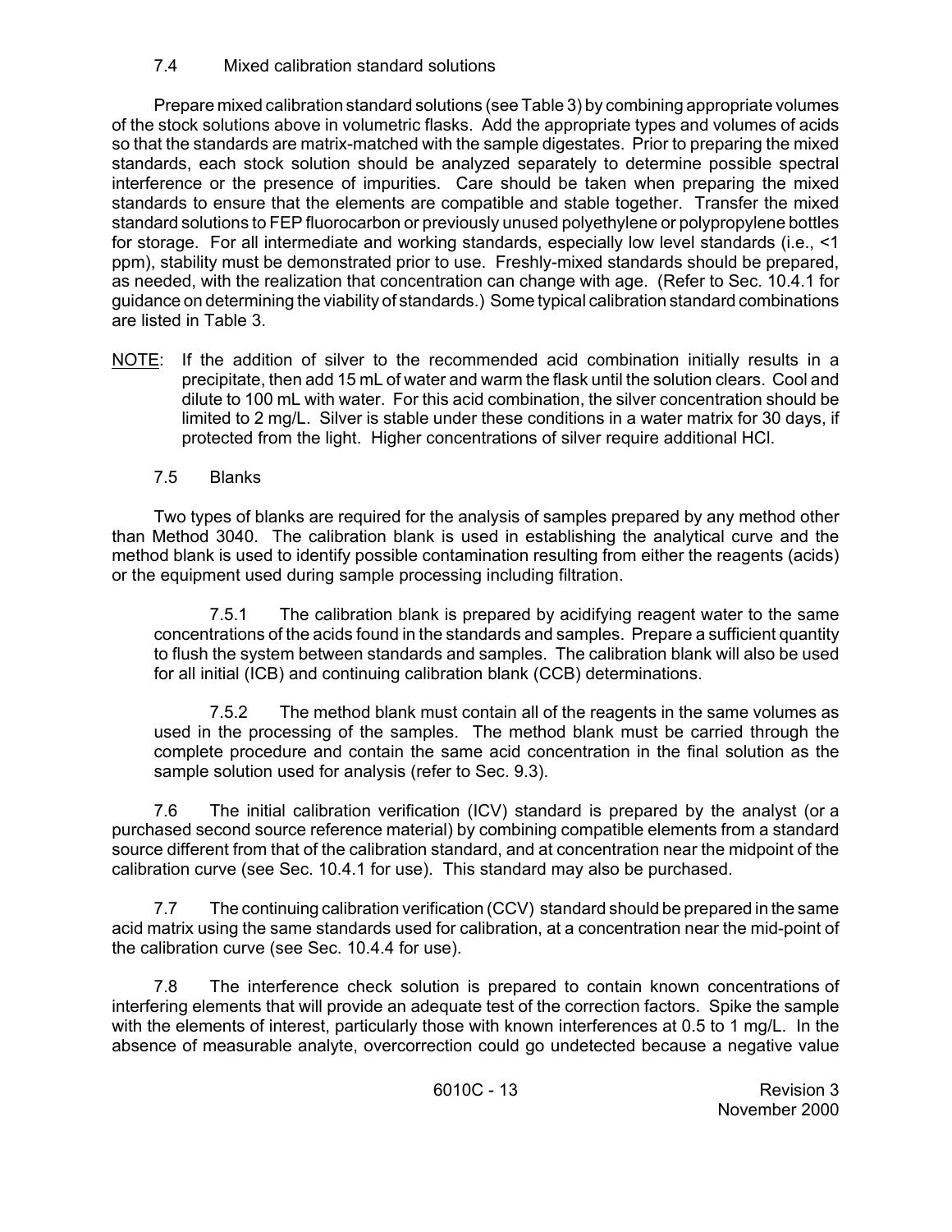### 7.4 Mixed calibration standard solutions

Prepare mixed calibration standard solutions (see Table 3) by combining appropriate volumes of the stock solutions above in volumetric flasks. Add the appropriate types and volumes of acids so that the standards are matrix-matched with the sample digestates. Prior to preparing the mixed standards, each stock solution should be analyzed separately to determine possible spectral interference or the presence of impurities. Care should be taken when preparing the mixed standards to ensure that the elements are compatible and stable together. Transfer the mixed standard solutions to FEP fluorocarbon or previously unused polyethylene or polypropylene bottles for storage. For all intermediate and working standards, especially low level standards (i.e., <1 ppm), stability must be demonstrated prior to use. Freshly-mixed standards should be prepared, as needed, with the realization that concentration can change with age. (Refer to Sec. 10.4.1 for guidance on determining the viability of standards.) Some typical calibration standard combinations are listed in Table 3.

NOTE: If the addition of silver to the recommended acid combination initially results in a precipitate, then add 15 mL of water and warm the flask until the solution clears. Cool and dilute to 100 mL with water. For this acid combination, the silver concentration should be limited to 2 mg/L. Silver is stable under these conditions in a water matrix for 30 days, if protected from the light. Higher concentrations of silver require additional HCl.

### 7.5 Blanks

Two types of blanks are required for the analysis of samples prepared by any method other than Method 3040. The calibration blank is used in establishing the analytical curve and the method blank is used to identify possible contamination resulting from either the reagents (acids) or the equipment used during sample processing including filtration.

7.5.1 The calibration blank is prepared by acidifying reagent water to the same concentrations of the acids found in the standards and samples. Prepare a sufficient quantity to flush the system between standards and samples. The calibration blank will also be used for all initial (ICB) and continuing calibration blank (CCB) determinations.

7.5.2 The method blank must contain all of the reagents in the same volumes as used in the processing of the samples. The method blank must be carried through the complete procedure and contain the same acid concentration in the final solution as the sample solution used for analysis (refer to Sec. 9.3).

7.6 The initial calibration verification (ICV) standard is prepared by the analyst (or a purchased second source reference material) by combining compatible elements from a standard source different from that of the calibration standard, and at concentration near the midpoint of the calibration curve (see Sec. 10.4.1 for use). This standard may also be purchased.

7.7 The continuing calibration verification (CCV) standard should be prepared in the same acid matrix using the same standards used for calibration, at a concentration near the mid-point of the calibration curve (see Sec. 10.4.4 for use).

7.8 The interference check solution is prepared to contain known concentrations of interfering elements that will provide an adequate test of the correction factors. Spike the sample with the elements of interest, particularly those with known interferences at 0.5 to 1 mg/L. In the absence of measurable analyte, overcorrection could go undetected because a negative value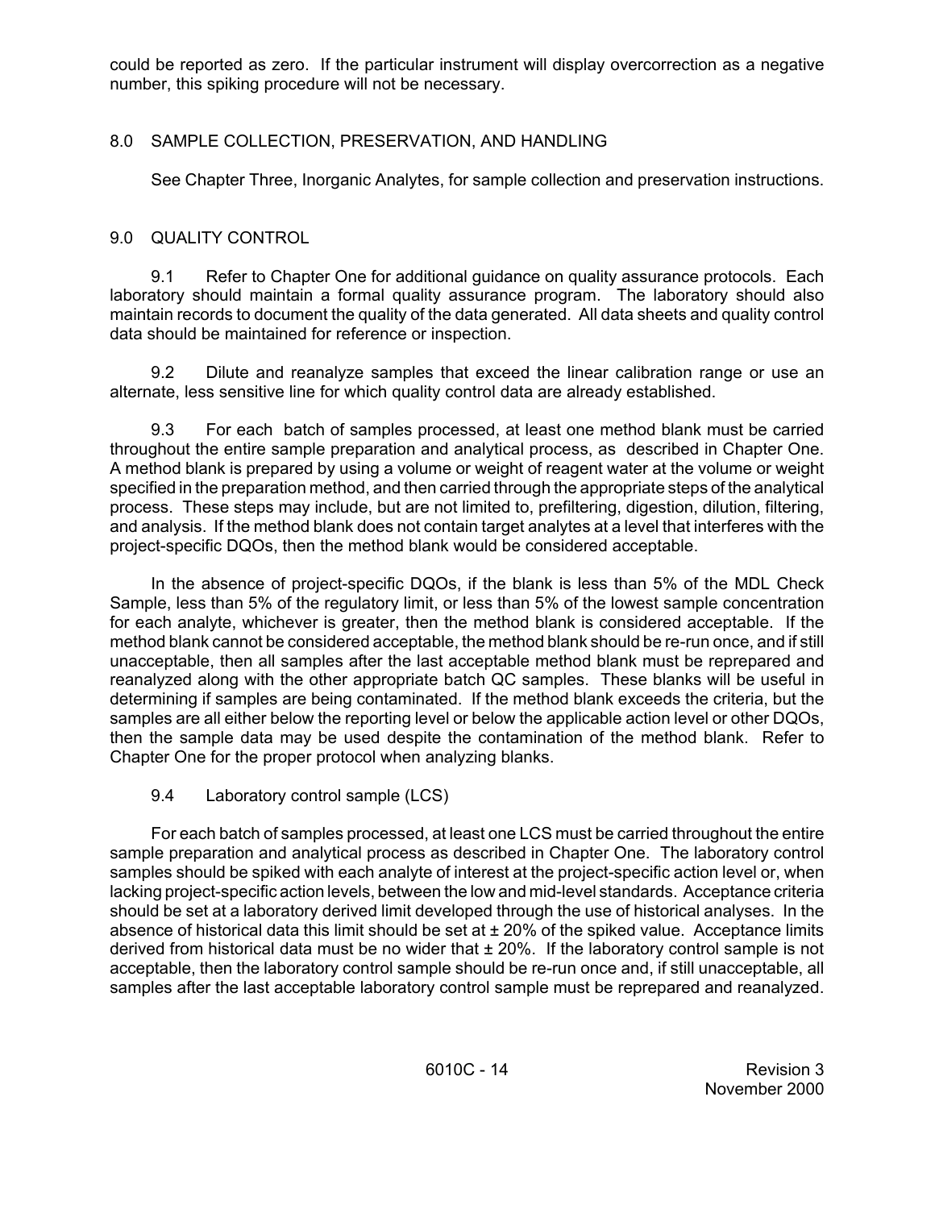could be reported as zero. If the particular instrument will display overcorrection as a negative number, this spiking procedure will not be necessary.

## 8.0 SAMPLE COLLECTION, PRESERVATION, AND HANDLING

See Chapter Three, Inorganic Analytes, for sample collection and preservation instructions.

## 9.0 QUALITY CONTROL

9.1 Refer to Chapter One for additional guidance on quality assurance protocols. Each laboratory should maintain a formal quality assurance program. The laboratory should also maintain records to document the quality of the data generated. All data sheets and quality control data should be maintained for reference or inspection.

9.2 Dilute and reanalyze samples that exceed the linear calibration range or use an alternate, less sensitive line for which quality control data are already established.

9.3 For each batch of samples processed, at least one method blank must be carried throughout the entire sample preparation and analytical process, as described in Chapter One. A method blank is prepared by using a volume or weight of reagent water at the volume or weight specified in the preparation method, and then carried through the appropriate steps of the analytical process. These steps may include, but are not limited to, prefiltering, digestion, dilution, filtering, and analysis. If the method blank does not contain target analytes at a level that interferes with the project-specific DQOs, then the method blank would be considered acceptable.

In the absence of project-specific DQOs, if the blank is less than 5% of the MDL Check Sample, less than 5% of the regulatory limit, or less than 5% of the lowest sample concentration for each analyte, whichever is greater, then the method blank is considered acceptable. If the method blank cannot be considered acceptable, the method blank should be re-run once, and if still unacceptable, then all samples after the last acceptable method blank must be reprepared and reanalyzed along with the other appropriate batch QC samples. These blanks will be useful in determining if samples are being contaminated. If the method blank exceeds the criteria, but the samples are all either below the reporting level or below the applicable action level or other DQOs, then the sample data may be used despite the contamination of the method blank. Refer to Chapter One for the proper protocol when analyzing blanks.

9.4 Laboratory control sample (LCS)

For each batch of samples processed, at least one LCS must be carried throughout the entire sample preparation and analytical process as described in Chapter One. The laboratory control samples should be spiked with each analyte of interest at the project-specific action level or, when lacking project-specific action levels, between the low and mid-level standards. Acceptance criteria should be set at a laboratory derived limit developed through the use of historical analyses. In the absence of historical data this limit should be set at ± 20% of the spiked value. Acceptance limits derived from historical data must be no wider that ± 20%. If the laboratory control sample is not acceptable, then the laboratory control sample should be re-run once and, if still unacceptable, all samples after the last acceptable laboratory control sample must be reprepared and reanalyzed.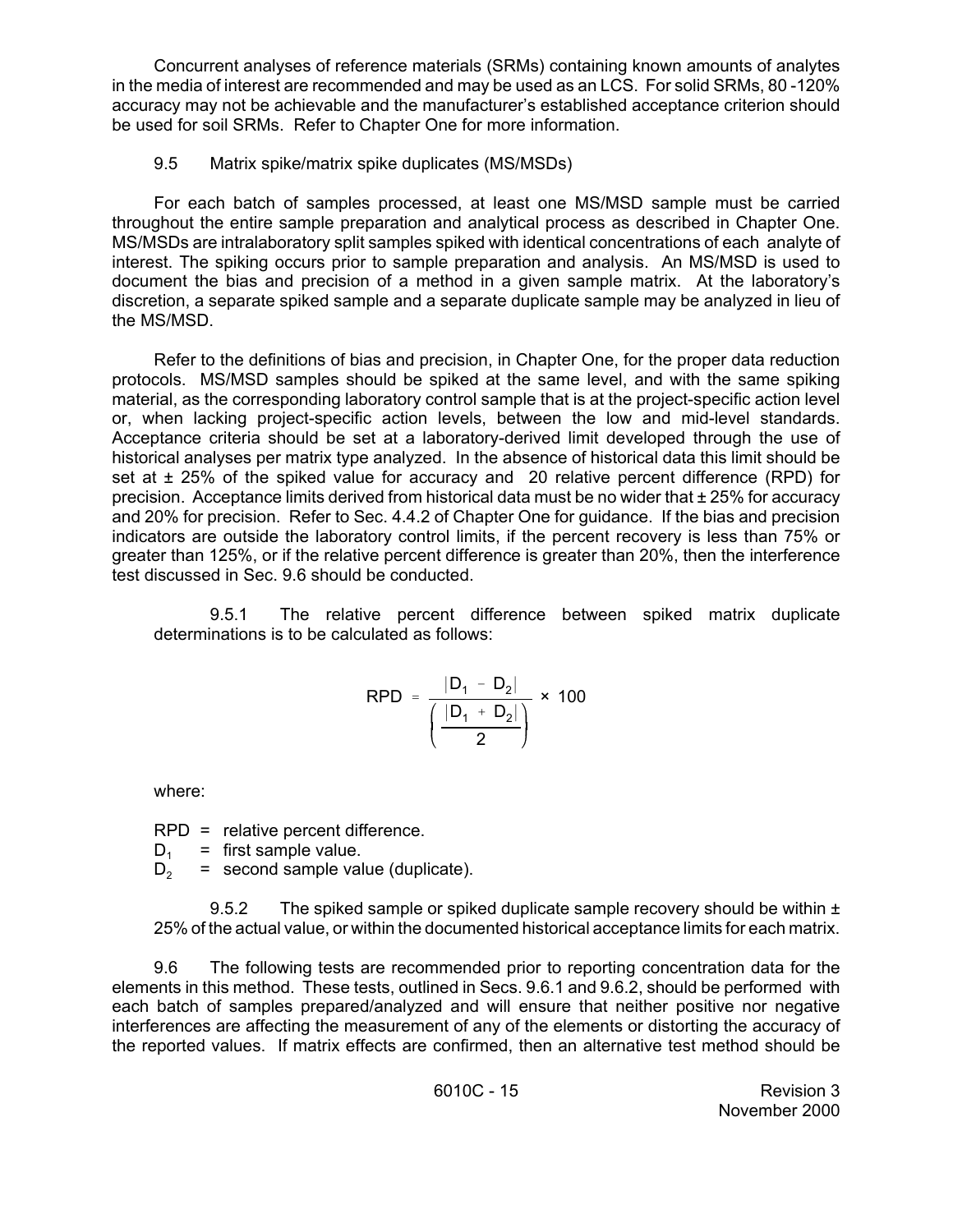Concurrent analyses of reference materials (SRMs) containing known amounts of analytes in the media of interest are recommended and may be used as an LCS. For solid SRMs, 80 -120% accuracy may not be achievable and the manufacturer's established acceptance criterion should be used for soil SRMs. Refer to Chapter One for more information.

9.5 Matrix spike/matrix spike duplicates (MS/MSDs)

For each batch of samples processed, at least one MS/MSD sample must be carried throughout the entire sample preparation and analytical process as described in Chapter One. MS/MSDs are intralaboratory split samples spiked with identical concentrations of each analyte of interest. The spiking occurs prior to sample preparation and analysis. An MS/MSD is used to document the bias and precision of a method in a given sample matrix. At the laboratory's discretion, a separate spiked sample and a separate duplicate sample may be analyzed in lieu of the MS/MSD.

Refer to the definitions of bias and precision, in Chapter One, for the proper data reduction protocols. MS/MSD samples should be spiked at the same level, and with the same spiking material, as the corresponding laboratory control sample that is at the project-specific action level or, when lacking project-specific action levels, between the low and mid-level standards. Acceptance criteria should be set at a laboratory-derived limit developed through the use of historical analyses per matrix type analyzed. In the absence of historical data this limit should be set at ± 25% of the spiked value for accuracy and 20 relative percent difference (RPD) for precision. Acceptance limits derived from historical data must be no wider that ± 25% for accuracy and 20% for precision. Refer to Sec. 4.4.2 of Chapter One for guidance. If the bias and precision indicators are outside the laboratory control limits, if the percent recovery is less than 75% or greater than 125%, or if the relative percent difference is greater than 20%, then the interference test discussed in Sec. 9.6 should be conducted.

9.5.1 The relative percent difference between spiked matrix duplicate determinations is to be calculated as follows:

$$RPD = \frac{|D_1 - D_2|}{\left(\frac{|D_1 + D_2|}{2}\right)} \times 100$$

where:

RPD = relative percent difference.
$D_1$ = first sample value.
$D_2$ = second sample value (duplicate).

9.5.2 The spiked sample or spiked duplicate sample recovery should be within ± 25% of the actual value, or within the documented historical acceptance limits for each matrix.

9.6 The following tests are recommended prior to reporting concentration data for the elements in this method. These tests, outlined in Secs. 9.6.1 and 9.6.2, should be performed with each batch of samples prepared/analyzed and will ensure that neither positive nor negative interferences are affecting the measurement of any of the elements or distorting the accuracy of the reported values. If matrix effects are confirmed, then an alternative test method should be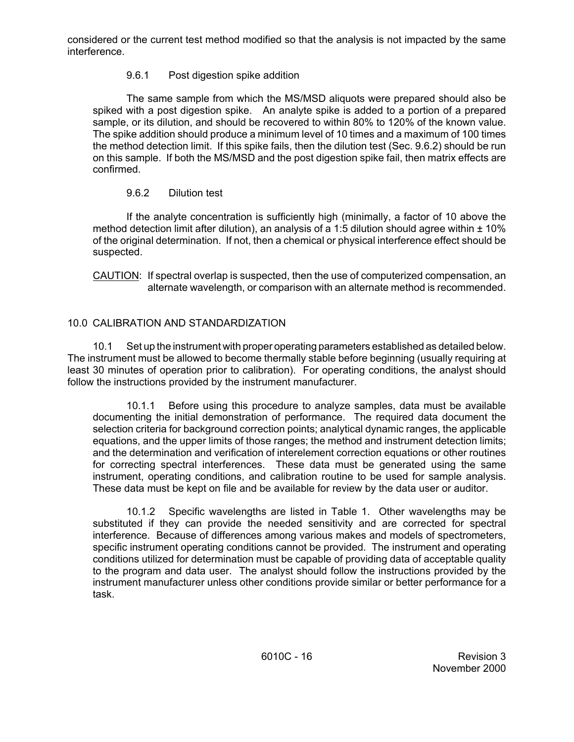considered or the current test method modified so that the analysis is not impacted by the same interference.

#### 9.6.1 Post digestion spike addition

The same sample from which the MS/MSD aliquots were prepared should also be spiked with a post digestion spike. An analyte spike is added to a portion of a prepared sample, or its dilution, and should be recovered to within 80% to 120% of the known value. The spike addition should produce a minimum level of 10 times and a maximum of 100 times the method detection limit. If this spike fails, then the dilution test (Sec. 9.6.2) should be run on this sample. If both the MS/MSD and the post digestion spike fail, then matrix effects are confirmed.

#### 9.6.2 Dilution test

If the analyte concentration is sufficiently high (minimally, a factor of 10 above the method detection limit after dilution), an analysis of a 1:5 dilution should agree within ± 10% of the original determination. If not, then a chemical or physical interference effect should be suspected.

<u>CAUTION</u>: If spectral overlap is suspected, then the use of computerized compensation, an alternate wavelength, or comparison with an alternate method is recommended.

## 10.0 CALIBRATION AND STANDARDIZATION

10.1 Set up the instrument with proper operating parameters established as detailed below. The instrument must be allowed to become thermally stable before beginning (usually requiring at least 30 minutes of operation prior to calibration). For operating conditions, the analyst should follow the instructions provided by the instrument manufacturer.

10.1.1 Before using this procedure to analyze samples, data must be available documenting the initial demonstration of performance. The required data document the selection criteria for background correction points; analytical dynamic ranges, the applicable equations, and the upper limits of those ranges; the method and instrument detection limits; and the determination and verification of interelement correction equations or other routines for correcting spectral interferences. These data must be generated using the same instrument, operating conditions, and calibration routine to be used for sample analysis. These data must be kept on file and be available for review by the data user or auditor.

10.1.2 Specific wavelengths are listed in Table 1. Other wavelengths may be substituted if they can provide the needed sensitivity and are corrected for spectral interference. Because of differences among various makes and models of spectrometers, specific instrument operating conditions cannot be provided. The instrument and operating conditions utilized for determination must be capable of providing data of acceptable quality to the program and data user. The analyst should follow the instructions provided by the instrument manufacturer unless other conditions provide similar or better performance for a task.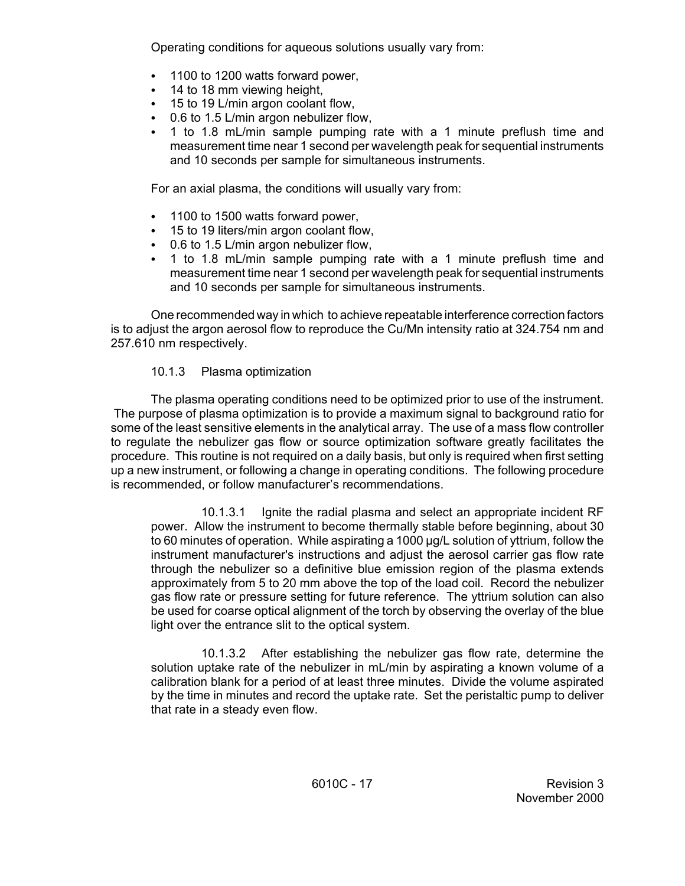Operating conditions for aqueous solutions usually vary from:

- 1100 to 1200 watts forward power,
- 14 to 18 mm viewing height,
- 15 to 19 L/min argon coolant flow,
- 0.6 to 1.5 L/min argon nebulizer flow,
- 1 to 1.8 mL/min sample pumping rate with a 1 minute preflush time and measurement time near 1 second per wavelength peak for sequential instruments and 10 seconds per sample for simultaneous instruments.

For an axial plasma, the conditions will usually vary from:

- 1100 to 1500 watts forward power,
- 15 to 19 liters/min argon coolant flow,
- 0.6 to 1.5 L/min argon nebulizer flow,
- 1 to 1.8 mL/min sample pumping rate with a 1 minute preflush time and measurement time near 1 second per wavelength peak for sequential instruments and 10 seconds per sample for simultaneous instruments.

One recommended way in which to achieve repeatable interference correction factors is to adjust the argon aerosol flow to reproduce the Cu/Mn intensity ratio at 324.754 nm and 257.610 nm respectively.

10.1.3 Plasma optimization

The plasma operating conditions need to be optimized prior to use of the instrument. The purpose of plasma optimization is to provide a maximum signal to background ratio for some of the least sensitive elements in the analytical array. The use of a mass flow controller to regulate the nebulizer gas flow or source optimization software greatly facilitates the procedure. This routine is not required on a daily basis, but only is required when first setting up a new instrument, or following a change in operating conditions. The following procedure is recommended, or follow manufacturer's recommendations.

10.1.3.1 Ignite the radial plasma and select an appropriate incident RF power. Allow the instrument to become thermally stable before beginning, about 30 to 60 minutes of operation. While aspirating a 1000 µg/L solution of yttrium, follow the instrument manufacturer's instructions and adjust the aerosol carrier gas flow rate through the nebulizer so a definitive blue emission region of the plasma extends approximately from 5 to 20 mm above the top of the load coil. Record the nebulizer gas flow rate or pressure setting for future reference. The yttrium solution can also be used for coarse optical alignment of the torch by observing the overlay of the blue light over the entrance slit to the optical system.

10.1.3.2 After establishing the nebulizer gas flow rate, determine the solution uptake rate of the nebulizer in mL/min by aspirating a known volume of a calibration blank for a period of at least three minutes. Divide the volume aspirated by the time in minutes and record the uptake rate. Set the peristaltic pump to deliver that rate in a steady even flow.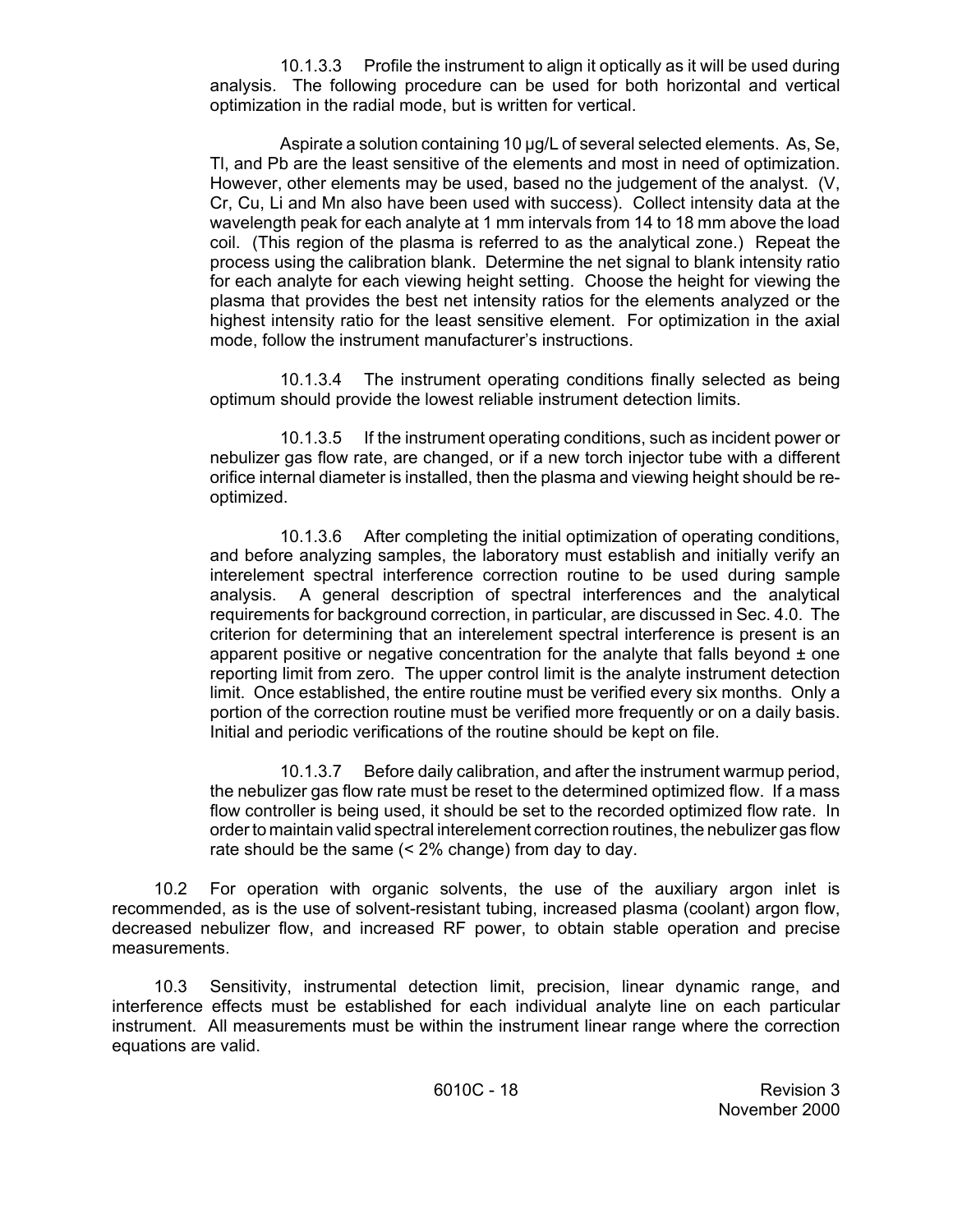10.1.3.3 Profile the instrument to align it optically as it will be used during analysis. The following procedure can be used for both horizontal and vertical optimization in the radial mode, but is written for vertical.

Aspirate a solution containing 10 µg/L of several selected elements. As, Se, Tl, and Pb are the least sensitive of the elements and most in need of optimization. However, other elements may be used, based no the judgement of the analyst. (V, Cr, Cu, Li and Mn also have been used with success). Collect intensity data at the wavelength peak for each analyte at 1 mm intervals from 14 to 18 mm above the load coil. (This region of the plasma is referred to as the analytical zone.) Repeat the process using the calibration blank. Determine the net signal to blank intensity ratio for each analyte for each viewing height setting. Choose the height for viewing the plasma that provides the best net intensity ratios for the elements analyzed or the highest intensity ratio for the least sensitive element. For optimization in the axial mode, follow the instrument manufacturer's instructions.

10.1.3.4 The instrument operating conditions finally selected as being optimum should provide the lowest reliable instrument detection limits.

10.1.3.5 If the instrument operating conditions, such as incident power or nebulizer gas flow rate, are changed, or if a new torch injector tube with a different orifice internal diameter is installed, then the plasma and viewing height should be re-optimized.

10.1.3.6 After completing the initial optimization of operating conditions, and before analyzing samples, the laboratory must establish and initially verify an interelement spectral interference correction routine to be used during sample analysis. A general description of spectral interferences and the analytical requirements for background correction, in particular, are discussed in Sec. 4.0. The criterion for determining that an interelement spectral interference is present is an apparent positive or negative concentration for the analyte that falls beyond ± one reporting limit from zero. The upper control limit is the analyte instrument detection limit. Once established, the entire routine must be verified every six months. Only a portion of the correction routine must be verified more frequently or on a daily basis. Initial and periodic verifications of the routine should be kept on file.

10.1.3.7 Before daily calibration, and after the instrument warmup period, the nebulizer gas flow rate must be reset to the determined optimized flow. If a mass flow controller is being used, it should be set to the recorded optimized flow rate. In order to maintain valid spectral interelement correction routines, the nebulizer gas flow rate should be the same (< 2% change) from day to day.

10.2 For operation with organic solvents, the use of the auxiliary argon inlet is recommended, as is the use of solvent-resistant tubing, increased plasma (coolant) argon flow, decreased nebulizer flow, and increased RF power, to obtain stable operation and precise measurements.

10.3 Sensitivity, instrumental detection limit, precision, linear dynamic range, and interference effects must be established for each individual analyte line on each particular instrument. All measurements must be within the instrument linear range where the correction equations are valid.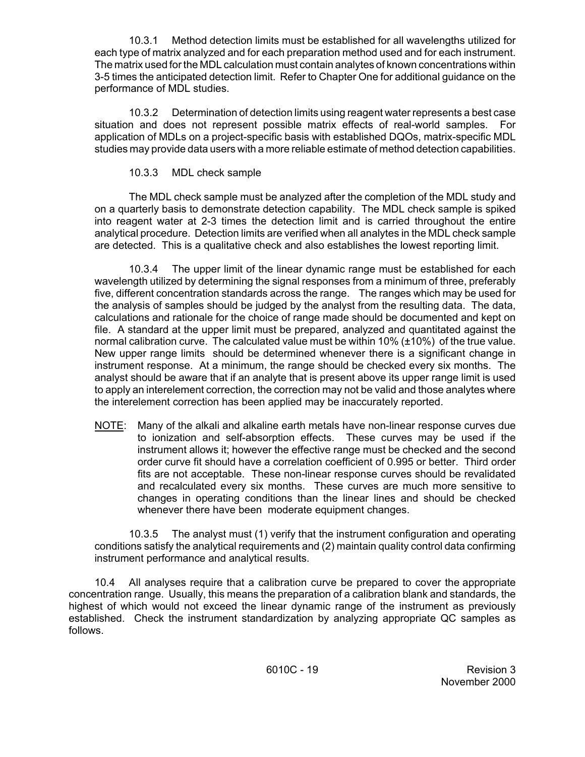10.3.1 Method detection limits must be established for all wavelengths utilized for each type of matrix analyzed and for each preparation method used and for each instrument. The matrix used for the MDL calculation must contain analytes of known concentrations within 3-5 times the anticipated detection limit. Refer to Chapter One for additional guidance on the performance of MDL studies.

10.3.2 Determination of detection limits using reagent water represents a best case situation and does not represent possible matrix effects of real-world samples. For application of MDLs on a project-specific basis with established DQOs, matrix-specific MDL studies may provide data users with a more reliable estimate of method detection capabilities.

10.3.3 MDL check sample

The MDL check sample must be analyzed after the completion of the MDL study and on a quarterly basis to demonstrate detection capability. The MDL check sample is spiked into reagent water at 2-3 times the detection limit and is carried throughout the entire analytical procedure. Detection limits are verified when all analytes in the MDL check sample are detected. This is a qualitative check and also establishes the lowest reporting limit.

10.3.4 The upper limit of the linear dynamic range must be established for each wavelength utilized by determining the signal responses from a minimum of three, preferably five, different concentration standards across the range. The ranges which may be used for the analysis of samples should be judged by the analyst from the resulting data. The data, calculations and rationale for the choice of range made should be documented and kept on file. A standard at the upper limit must be prepared, analyzed and quantitated against the normal calibration curve. The calculated value must be within 10% (±10%) of the true value. New upper range limits should be determined whenever there is a significant change in instrument response. At a minimum, the range should be checked every six months. The analyst should be aware that if an analyte that is present above its upper range limit is used to apply an interelement correction, the correction may not be valid and those analytes where the interelement correction has been applied may be inaccurately reported.

NOTE: Many of the alkali and alkaline earth metals have non-linear response curves due to ionization and self-absorption effects. These curves may be used if the instrument allows it; however the effective range must be checked and the second order curve fit should have a correlation coefficient of 0.995 or better. Third order fits are not acceptable. These non-linear response curves should be revalidated and recalculated every six months. These curves are much more sensitive to changes in operating conditions than the linear lines and should be checked whenever there have been moderate equipment changes.

10.3.5 The analyst must (1) verify that the instrument configuration and operating conditions satisfy the analytical requirements and (2) maintain quality control data confirming instrument performance and analytical results.

10.4 All analyses require that a calibration curve be prepared to cover the appropriate concentration range. Usually, this means the preparation of a calibration blank and standards, the highest of which would not exceed the linear dynamic range of the instrument as previously established. Check the instrument standardization by analyzing appropriate QC samples as follows.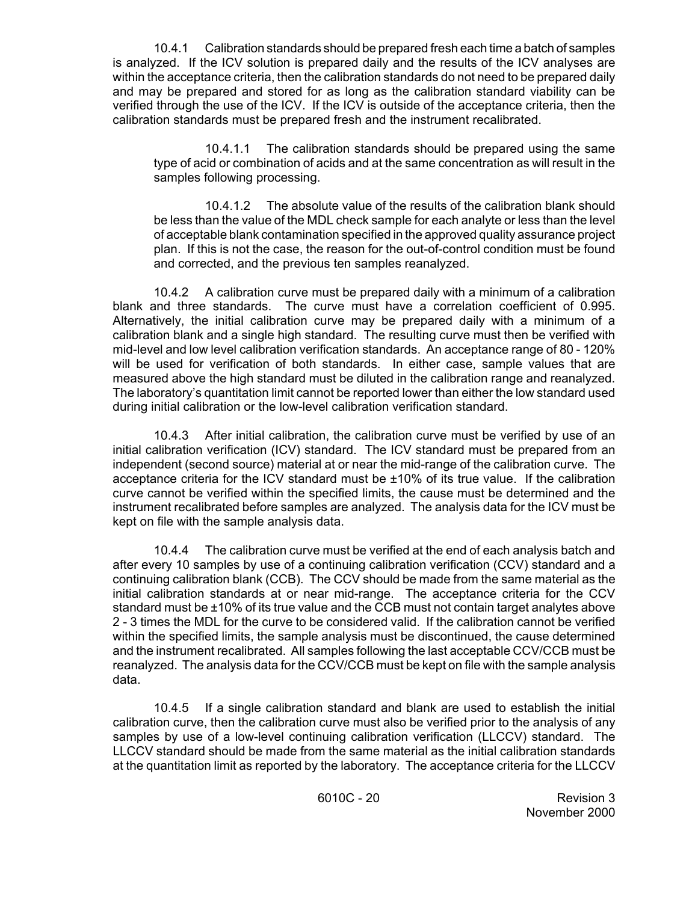10.4.1 Calibration standards should be prepared fresh each time a batch of samples is analyzed. If the ICV solution is prepared daily and the results of the ICV analyses are within the acceptance criteria, then the calibration standards do not need to be prepared daily and may be prepared and stored for as long as the calibration standard viability can be verified through the use of the ICV. If the ICV is outside of the acceptance criteria, then the calibration standards must be prepared fresh and the instrument recalibrated.

10.4.1.1 The calibration standards should be prepared using the same type of acid or combination of acids and at the same concentration as will result in the samples following processing.

10.4.1.2 The absolute value of the results of the calibration blank should be less than the value of the MDL check sample for each analyte or less than the level of acceptable blank contamination specified in the approved quality assurance project plan. If this is not the case, the reason for the out-of-control condition must be found and corrected, and the previous ten samples reanalyzed.

10.4.2 A calibration curve must be prepared daily with a minimum of a calibration blank and three standards. The curve must have a correlation coefficient of 0.995. Alternatively, the initial calibration curve may be prepared daily with a minimum of a calibration blank and a single high standard. The resulting curve must then be verified with mid-level and low level calibration verification standards. An acceptance range of 80 - 120% will be used for verification of both standards. In either case, sample values that are measured above the high standard must be diluted in the calibration range and reanalyzed. The laboratory's quantitation limit cannot be reported lower than either the low standard used during initial calibration or the low-level calibration verification standard.

10.4.3 After initial calibration, the calibration curve must be verified by use of an initial calibration verification (ICV) standard. The ICV standard must be prepared from an independent (second source) material at or near the mid-range of the calibration curve. The acceptance criteria for the ICV standard must be ±10% of its true value. If the calibration curve cannot be verified within the specified limits, the cause must be determined and the instrument recalibrated before samples are analyzed. The analysis data for the ICV must be kept on file with the sample analysis data.

10.4.4 The calibration curve must be verified at the end of each analysis batch and after every 10 samples by use of a continuing calibration verification (CCV) standard and a continuing calibration blank (CCB). The CCV should be made from the same material as the initial calibration standards at or near mid-range. The acceptance criteria for the CCV standard must be ±10% of its true value and the CCB must not contain target analytes above 2 - 3 times the MDL for the curve to be considered valid. If the calibration cannot be verified within the specified limits, the sample analysis must be discontinued, the cause determined and the instrument recalibrated. All samples following the last acceptable CCV/CCB must be reanalyzed. The analysis data for the CCV/CCB must be kept on file with the sample analysis data.

10.4.5 If a single calibration standard and blank are used to establish the initial calibration curve, then the calibration curve must also be verified prior to the analysis of any samples by use of a low-level continuing calibration verification (LLCCV) standard. The LLCCV standard should be made from the same material as the initial calibration standards at the quantitation limit as reported by the laboratory. The acceptance criteria for the LLCCV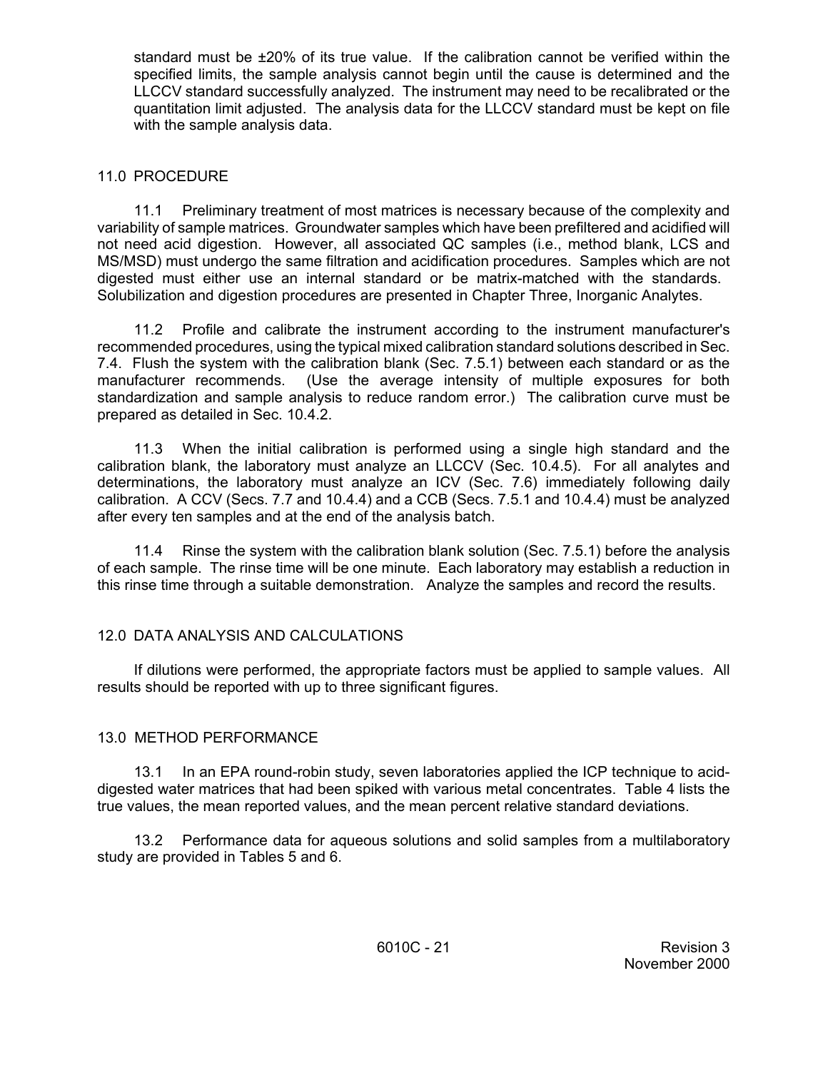standard must be ±20% of its true value. If the calibration cannot be verified within the specified limits, the sample analysis cannot begin until the cause is determined and the LLCCV standard successfully analyzed. The instrument may need to be recalibrated or the quantitation limit adjusted. The analysis data for the LLCCV standard must be kept on file with the sample analysis data.

## 11.0 PROCEDURE

11.1 Preliminary treatment of most matrices is necessary because of the complexity and variability of sample matrices. Groundwater samples which have been prefiltered and acidified will not need acid digestion. However, all associated QC samples (i.e., method blank, LCS and MS/MSD) must undergo the same filtration and acidification procedures. Samples which are not digested must either use an internal standard or be matrix-matched with the standards. Solubilization and digestion procedures are presented in Chapter Three, Inorganic Analytes.

11.2 Profile and calibrate the instrument according to the instrument manufacturer's recommended procedures, using the typical mixed calibration standard solutions described in Sec. 7.4. Flush the system with the calibration blank (Sec. 7.5.1) between each standard or as the manufacturer recommends. (Use the average intensity of multiple exposures for both standardization and sample analysis to reduce random error.) The calibration curve must be prepared as detailed in Sec. 10.4.2.

11.3 When the initial calibration is performed using a single high standard and the calibration blank, the laboratory must analyze an LLCCV (Sec. 10.4.5). For all analytes and determinations, the laboratory must analyze an ICV (Sec. 7.6) immediately following daily calibration. A CCV (Secs. 7.7 and 10.4.4) and a CCB (Secs. 7.5.1 and 10.4.4) must be analyzed after every ten samples and at the end of the analysis batch.

11.4 Rinse the system with the calibration blank solution (Sec. 7.5.1) before the analysis of each sample. The rinse time will be one minute. Each laboratory may establish a reduction in this rinse time through a suitable demonstration. Analyze the samples and record the results.

## 12.0 DATA ANALYSIS AND CALCULATIONS

If dilutions were performed, the appropriate factors must be applied to sample values. All results should be reported with up to three significant figures.

## 13.0 METHOD PERFORMANCE

13.1 In an EPA round-robin study, seven laboratories applied the ICP technique to acid-digested water matrices that had been spiked with various metal concentrates. Table 4 lists the true values, the mean reported values, and the mean percent relative standard deviations.

13.2 Performance data for aqueous solutions and solid samples from a multilaboratory study are provided in Tables 5 and 6.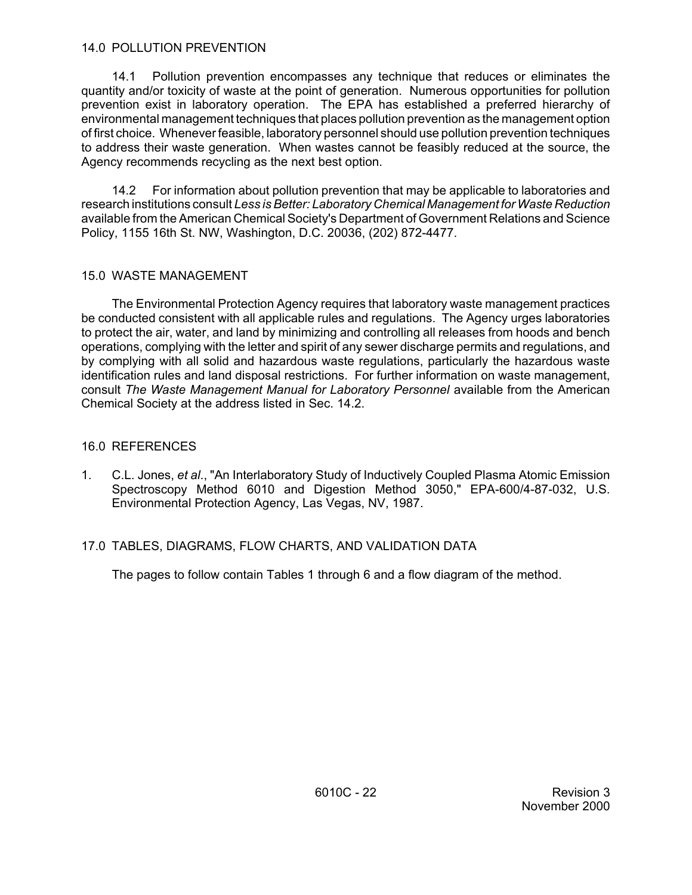## 14.0 POLLUTION PREVENTION

14.1 Pollution prevention encompasses any technique that reduces or eliminates the quantity and/or toxicity of waste at the point of generation. Numerous opportunities for pollution prevention exist in laboratory operation. The EPA has established a preferred hierarchy of environmental management techniques that places pollution prevention as the management option of first choice. Whenever feasible, laboratory personnel should use pollution prevention techniques to address their waste generation. When wastes cannot be feasibly reduced at the source, the Agency recommends recycling as the next best option.

14.2 For information about pollution prevention that may be applicable to laboratories and research institutions consult *Less is Better: Laboratory Chemical Management for Waste Reduction* available from the American Chemical Society's Department of Government Relations and Science Policy, 1155 16th St. NW, Washington, D.C. 20036, (202) 872-4477.

## 15.0 WASTE MANAGEMENT

The Environmental Protection Agency requires that laboratory waste management practices be conducted consistent with all applicable rules and regulations. The Agency urges laboratories to protect the air, water, and land by minimizing and controlling all releases from hoods and bench operations, complying with the letter and spirit of any sewer discharge permits and regulations, and by complying with all solid and hazardous waste regulations, particularly the hazardous waste identification rules and land disposal restrictions. For further information on waste management, consult *The Waste Management Manual for Laboratory Personnel* available from the American Chemical Society at the address listed in Sec. 14.2.

## 16.0 REFERENCES

1. C.L. Jones, *et al*., "An Interlaboratory Study of Inductively Coupled Plasma Atomic Emission Spectroscopy Method 6010 and Digestion Method 3050," EPA-600/4-87-032, U.S. Environmental Protection Agency, Las Vegas, NV, 1987.

## 17.0 TABLES, DIAGRAMS, FLOW CHARTS, AND VALIDATION DATA

The pages to follow contain Tables 1 through 6 and a flow diagram of the method.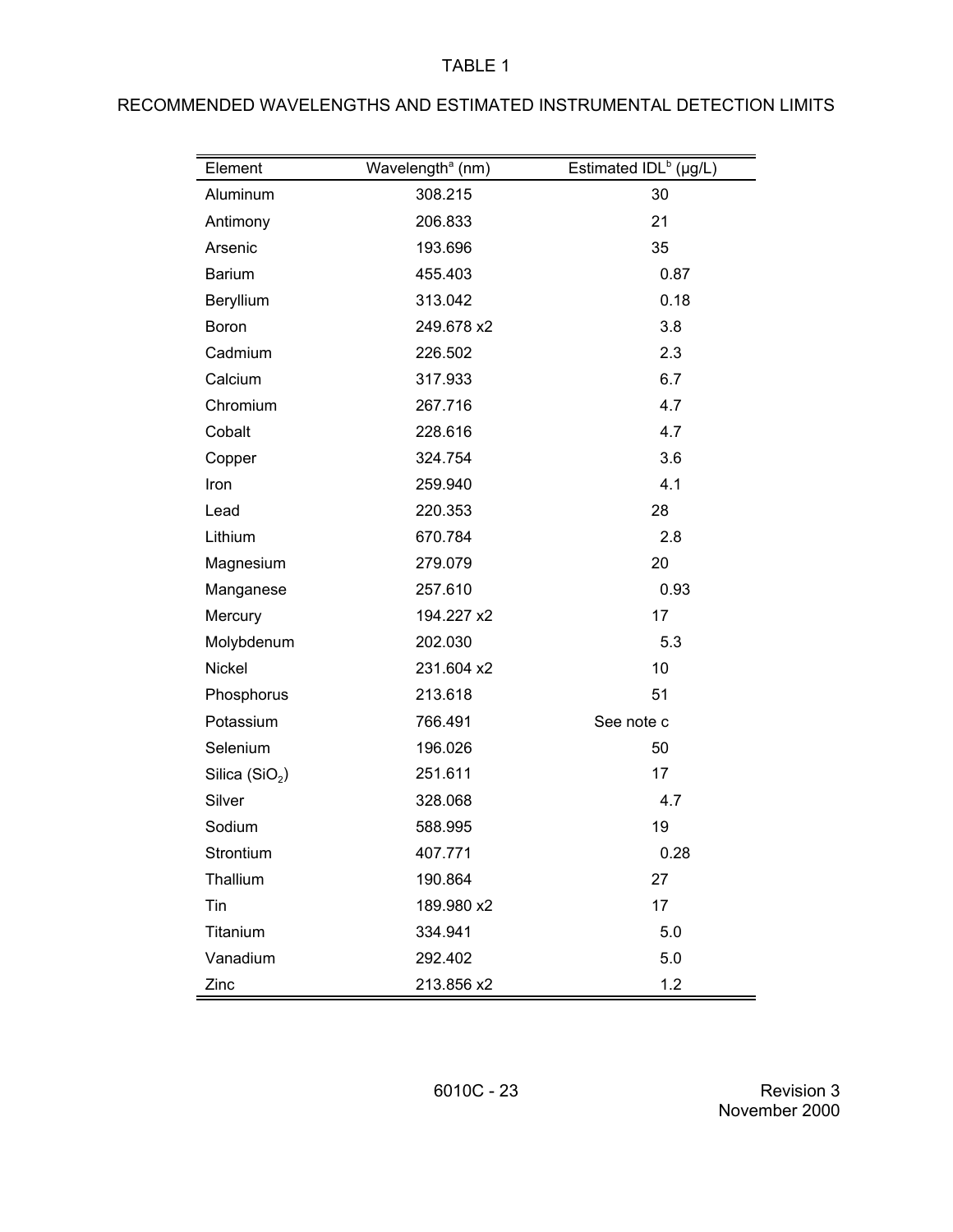TABLE 1

RECOMMENDED WAVELENGTHS AND ESTIMATED INSTRUMENTAL DETECTION LIMITS

| Element | Wavelength[a] (nm) | Estimated IDL[b] (μg/L) |
|---|---|---|
| Aluminum | 308.215 | 30 |
| Antimony | 206.833 | 21 |
| Arsenic | 193.696 | 35 |
| Barium | 455.403 | 0.87 |
| Beryllium | 313.042 | 0.18 |
| Boron | 249.678 x2 | 3.8 |
| Cadmium | 226.502 | 2.3 |
| Calcium | 317.933 | 6.7 |
| Chromium | 267.716 | 4.7 |
| Cobalt | 228.616 | 4.7 |
| Copper | 324.754 | 3.6 |
| Iron | 259.940 | 4.1 |
| Lead | 220.353 | 28 |
| Lithium | 670.784 | 2.8 |
| Magnesium | 279.079 | 20 |
| Manganese | 257.610 | 0.93 |
| Mercury | 194.227 x2 | 17 |
| Molybdenum | 202.030 | 5.3 |
| Nickel | 231.604 x2 | 10 |
| Phosphorus | 213.618 | 51 |
| Potassium | 766.491 | See note c |
| Selenium | 196.026 | 50 |
| Silica ($SiO_2$) | 251.611 | 17 |
| Silver | 328.068 | 4.7 |
| Sodium | 588.995 | 19 |
| Strontium | 407.771 | 0.28 |
| Thallium | 190.864 | 27 |
| Tin | 189.980 x2 | 17 |
| Titanium | 334.941 | 5.0 |
| Vanadium | 292.402 | 5.0 |
| Zinc | 213.856 x2 | 1.2 |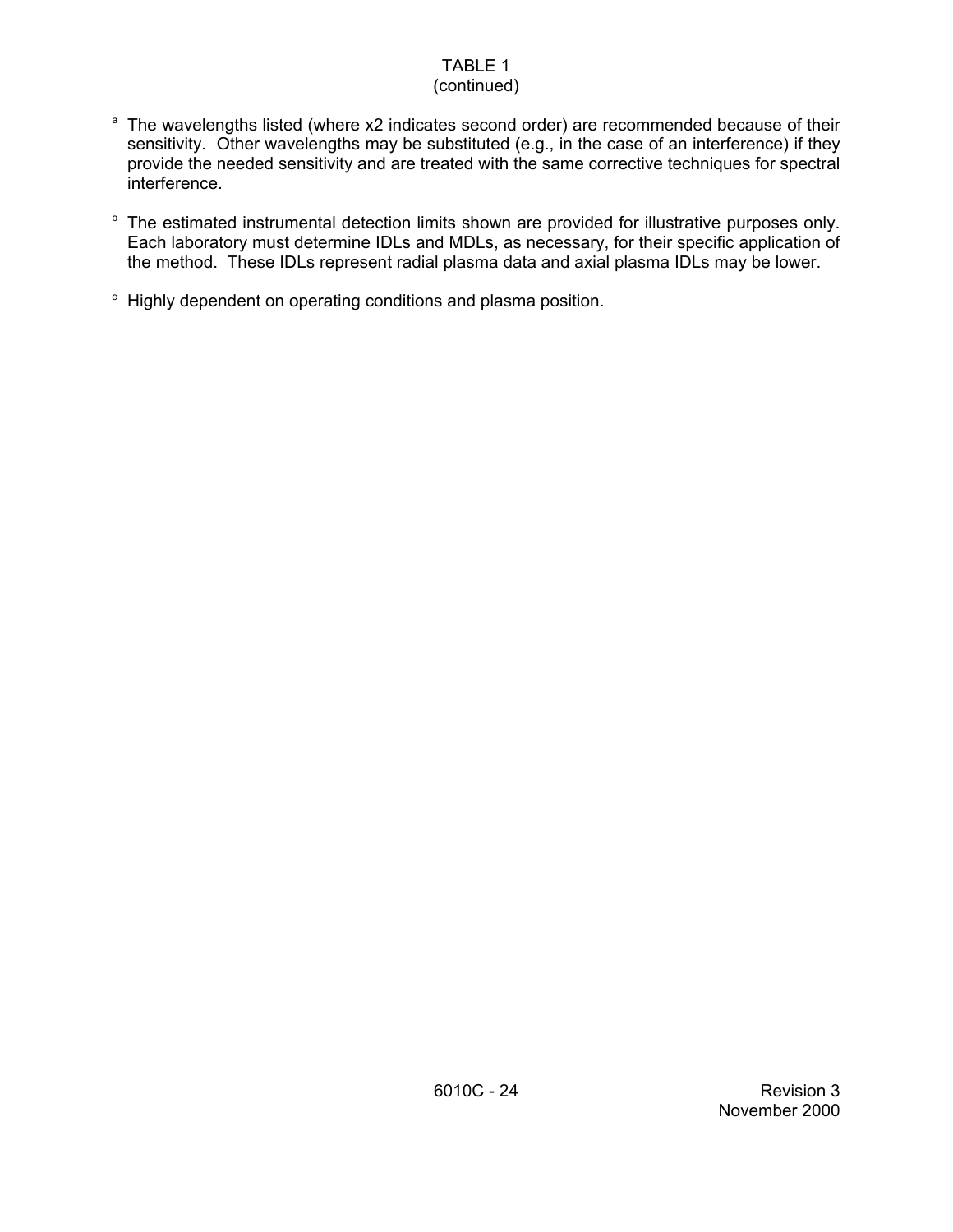TABLE 1
(continued)

[a] The wavelengths listed (where x2 indicates second order) are recommended because of their sensitivity. Other wavelengths may be substituted (e.g., in the case of an interference) if they provide the needed sensitivity and are treated with the same corrective techniques for spectral interference.

[b] The estimated instrumental detection limits shown are provided for illustrative purposes only. Each laboratory must determine IDLs and MDLs, as necessary, for their specific application of the method. These IDLs represent radial plasma data and axial plasma IDLs may be lower.

[c] Highly dependent on operating conditions and plasma position.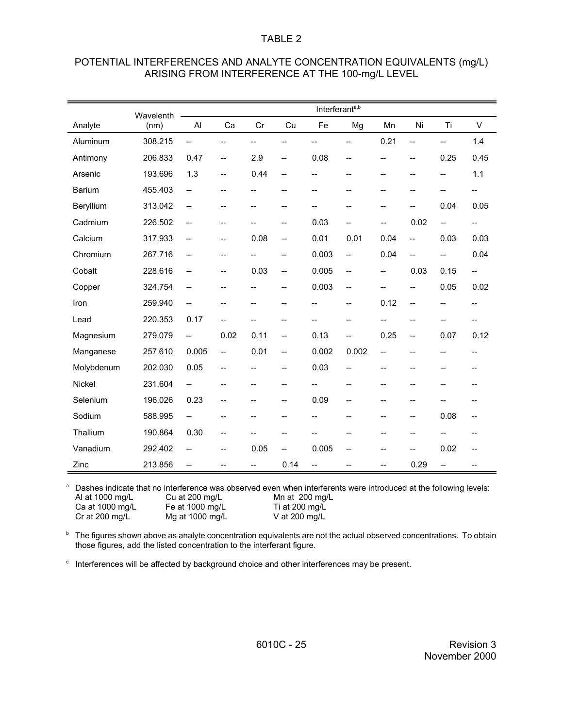TABLE 2

POTENTIAL INTERFERENCES AND ANALYTE CONCENTRATION EQUIVALENTS (mg/L) ARISING FROM INTERFERENCE AT THE 100-mg/L LEVEL

| Analyte | Wavelenth (nm) | Interferant[a,b] | | | | | | | | | |
|---|---|---|---|---|---|---|---|---|---|---|---|
| | | Al | Ca | Cr | Cu | Fe | Mg | Mn | Ni | Ti | V |
| Aluminum | 308.215 | -- | -- | -- | -- | -- | -- | 0.21 | -- | -- | 1.4 |
| Antimony | 206.833 | 0.47 | -- | 2.9 | -- | 0.08 | -- | -- | -- | 0.25 | 0.45 |
| Arsenic | 193.696 | 1.3 | -- | 0.44 | -- | -- | -- | -- | -- | -- | 1.1 |
| Barium | 455.403 | -- | -- | -- | -- | -- | -- | -- | -- | -- | -- |
| Beryllium | 313.042 | -- | -- | -- | -- | -- | -- | -- | -- | 0.04 | 0.05 |
| Cadmium | 226.502 | -- | -- | -- | -- | 0.03 | -- | -- | 0.02 | -- | -- |
| Calcium | 317.933 | -- | -- | 0.08 | -- | 0.01 | 0.01 | 0.04 | -- | 0.03 | 0.03 |
| Chromium | 267.716 | -- | -- | -- | -- | 0.003 | -- | 0.04 | -- | -- | 0.04 |
| Cobalt | 228.616 | -- | -- | 0.03 | -- | 0.005 | -- | -- | 0.03 | 0.15 | -- |
| Copper | 324.754 | -- | -- | -- | -- | 0.003 | -- | -- | -- | 0.05 | 0.02 |
| Iron | 259.940 | -- | -- | -- | -- | -- | -- | 0.12 | -- | -- | -- |
| Lead | 220.353 | 0.17 | -- | -- | -- | -- | -- | -- | -- | -- | -- |
| Magnesium | 279.079 | -- | 0.02 | 0.11 | -- | 0.13 | -- | 0.25 | -- | 0.07 | 0.12 |
| Manganese | 257.610 | 0.005 | -- | 0.01 | -- | 0.002 | 0.002 | -- | -- | -- | -- |
| Molybdenum | 202.030 | 0.05 | -- | -- | -- | 0.03 | -- | -- | -- | -- | -- |
| Nickel | 231.604 | -- | -- | -- | -- | -- | -- | -- | -- | -- | -- |
| Selenium | 196.026 | 0.23 | -- | -- | -- | 0.09 | -- | -- | -- | -- | -- |
| Sodium | 588.995 | -- | -- | -- | -- | -- | -- | -- | -- | 0.08 | -- |
| Thallium | 190.864 | 0.30 | -- | -- | -- | -- | -- | -- | -- | -- | -- |
| Vanadium | 292.402 | -- | -- | 0.05 | -- | 0.005 | -- | -- | -- | 0.02 | -- |
| Zinc | 213.856 | -- | -- | -- | 0.14 | -- | -- | -- | 0.29 | -- | -- |

[a] Dashes indicate that no interference was observed even when interferents were introduced at the following levels:

| | | |
|---|---|---|
| Al at 1000 mg/L | Cu at 200 mg/L | Mn at 200 mg/L |
| Ca at 1000 mg/L | Fe at 1000 mg/L | Ti at 200 mg/L |
| Cr at 200 mg/L | Mg at 1000 mg/L | V at 200 mg/L |

[b] The figures shown above as analyte concentration equivalents are not the actual observed concentrations. To obtain those figures, add the listed concentration to the interferant figure.

[c] Interferences will be affected by background choice and other interferences may be present.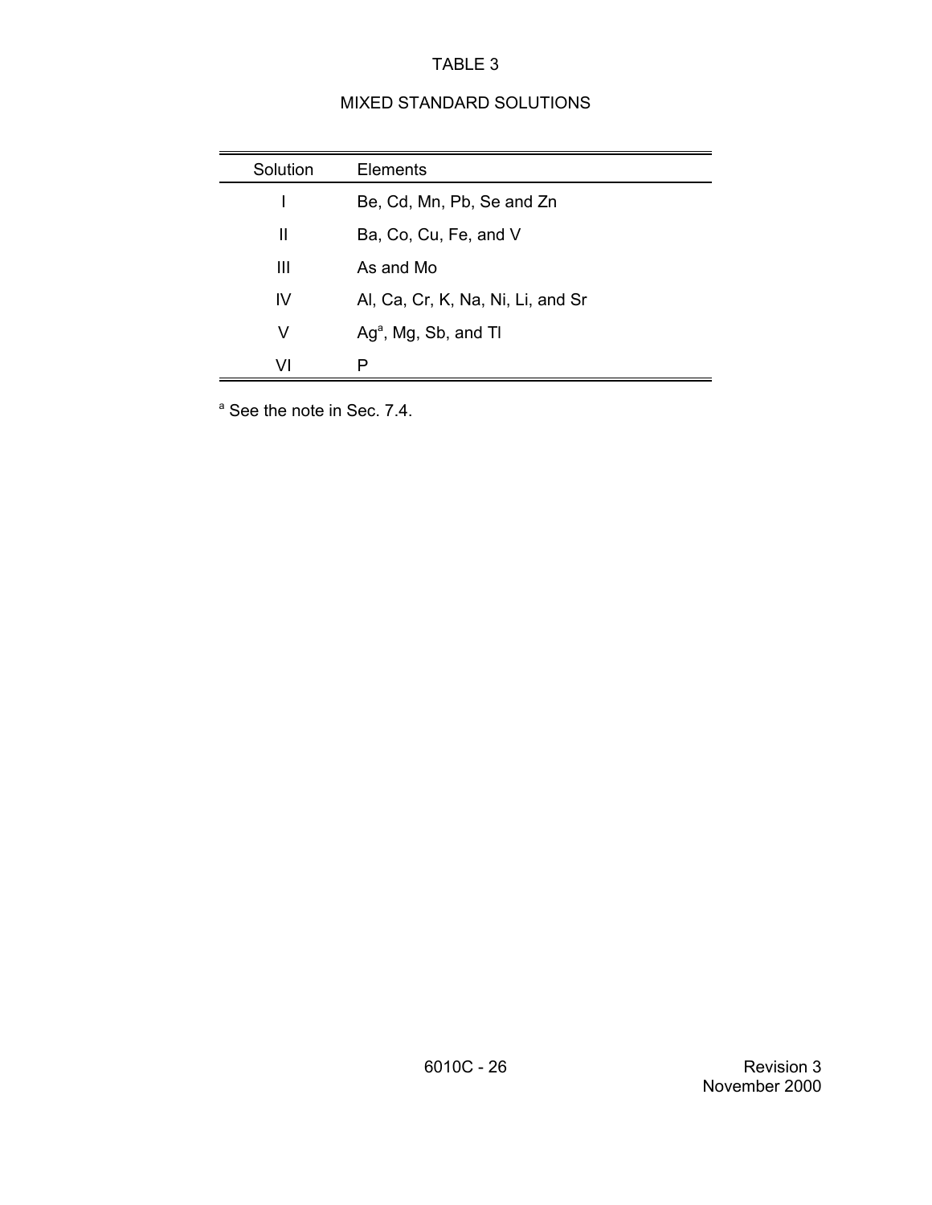TABLE 3

MIXED STANDARD SOLUTIONS

| Solution | Elements |
|---|---|
| I | Be, Cd, Mn, Pb, Se and Zn |
| II | Ba, Co, Cu, Fe, and V |
| III | As and Mo |
| IV | Al, Ca, Cr, K, Na, Ni, Li, and Sr |
| V | Ag[a], Mg, Sb, and Tl |
| VI | P |

[a] See the note in Sec. 7.4.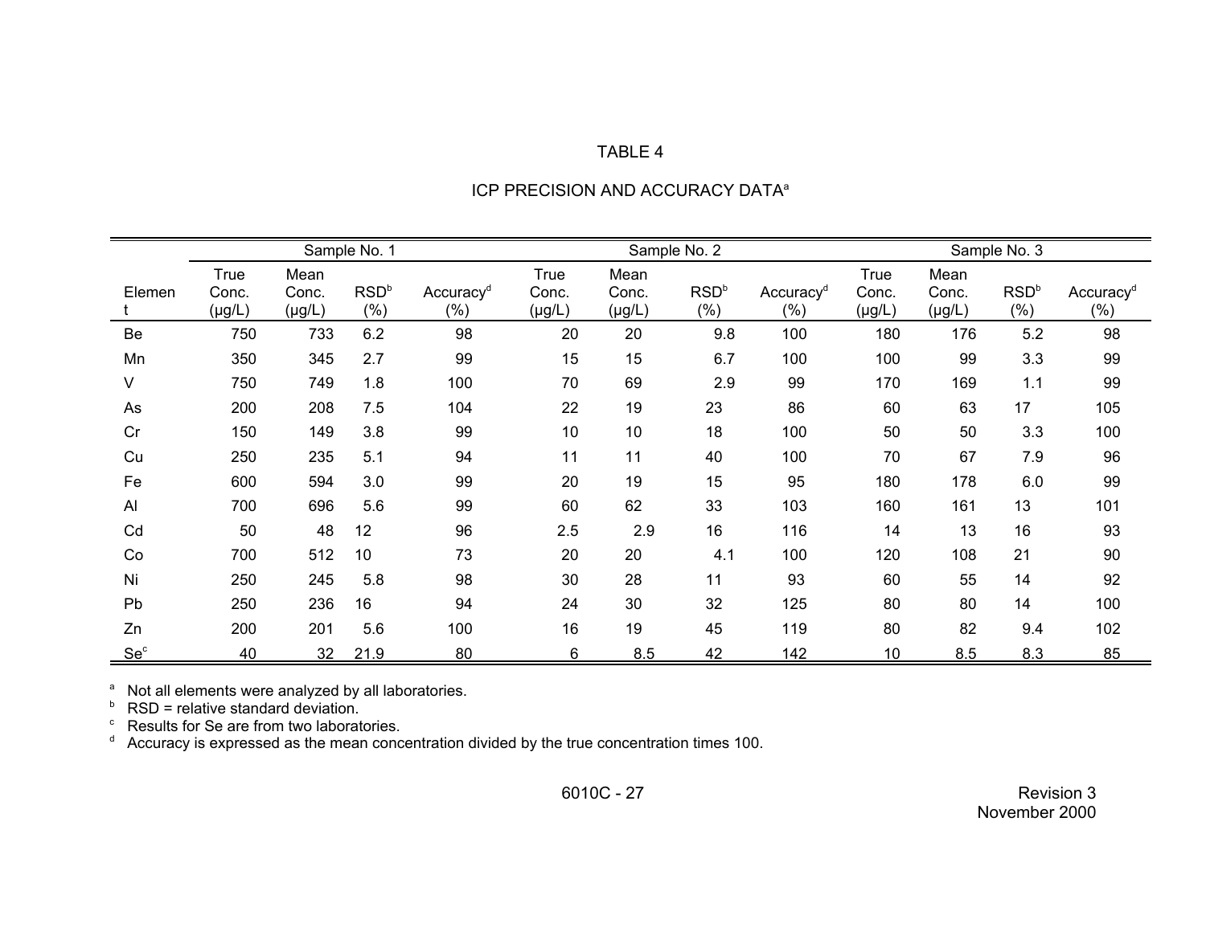# TABLE 4

## ICP PRECISION AND ACCURACY DATA[a]

| Element | Sample No. 1 | | | | Sample No. 2 | | | | Sample No. 3 | | | |
|---|---|---|---|---|---|---|---|---|---|---|---|---|
| | True Conc. (µg/L) | Mean Conc. (µg/L) | RSD[b] (%) | Accuracy[d] (%) | True Conc. (µg/L) | Mean Conc. (µg/L) | RSD[b] (%) | Accuracy[d] (%) | True Conc. (µg/L) | Mean Conc. (µg/L) | RSD[b] (%) | Accuracy[d] (%) |
| Be | 750 | 733 | 6.2 | 98 | 20 | 20 | 9.8 | 100 | 180 | 176 | 5.2 | 98 |
| Mn | 350 | 345 | 2.7 | 99 | 15 | 15 | 6.7 | 100 | 100 | 99 | 3.3 | 99 |
| V | 750 | 749 | 1.8 | 100 | 70 | 69 | 2.9 | 99 | 170 | 169 | 1.1 | 99 |
| As | 200 | 208 | 7.5 | 104 | 22 | 19 | 23 | 86 | 60 | 63 | 17 | 105 |
| Cr | 150 | 149 | 3.8 | 99 | 10 | 10 | 18 | 100 | 50 | 50 | 3.3 | 100 |
| Cu | 250 | 235 | 5.1 | 94 | 11 | 11 | 40 | 100 | 70 | 67 | 7.9 | 96 |
| Fe | 600 | 594 | 3.0 | 99 | 20 | 19 | 15 | 95 | 180 | 178 | 6.0 | 99 |
| Al | 700 | 696 | 5.6 | 99 | 60 | 62 | 33 | 103 | 160 | 161 | 13 | 101 |
| Cd | 50 | 48 | 12 | 96 | 2.5 | 2.9 | 16 | 116 | 14 | 13 | 16 | 93 |
| Co | 700 | 512 | 10 | 73 | 20 | 20 | 4.1 | 100 | 120 | 108 | 21 | 90 |
| Ni | 250 | 245 | 5.8 | 98 | 30 | 28 | 11 | 93 | 60 | 55 | 14 | 92 |
| Pb | 250 | 236 | 16 | 94 | 24 | 30 | 32 | 125 | 80 | 80 | 14 | 100 |
| Zn | 200 | 201 | 5.6 | 100 | 16 | 19 | 45 | 119 | 80 | 82 | 9.4 | 102 |
| Se[c] | 40 | 32 | 21.9 | 80 | 6 | 8.5 | 42 | 142 | 10 | 8.5 | 8.3 | 85 |

[a] Not all elements were analyzed by all laboratories.
[b] RSD = relative standard deviation.
[c] Results for Se are from two laboratories.
[d] Accuracy is expressed as the mean concentration divided by the true concentration times 100.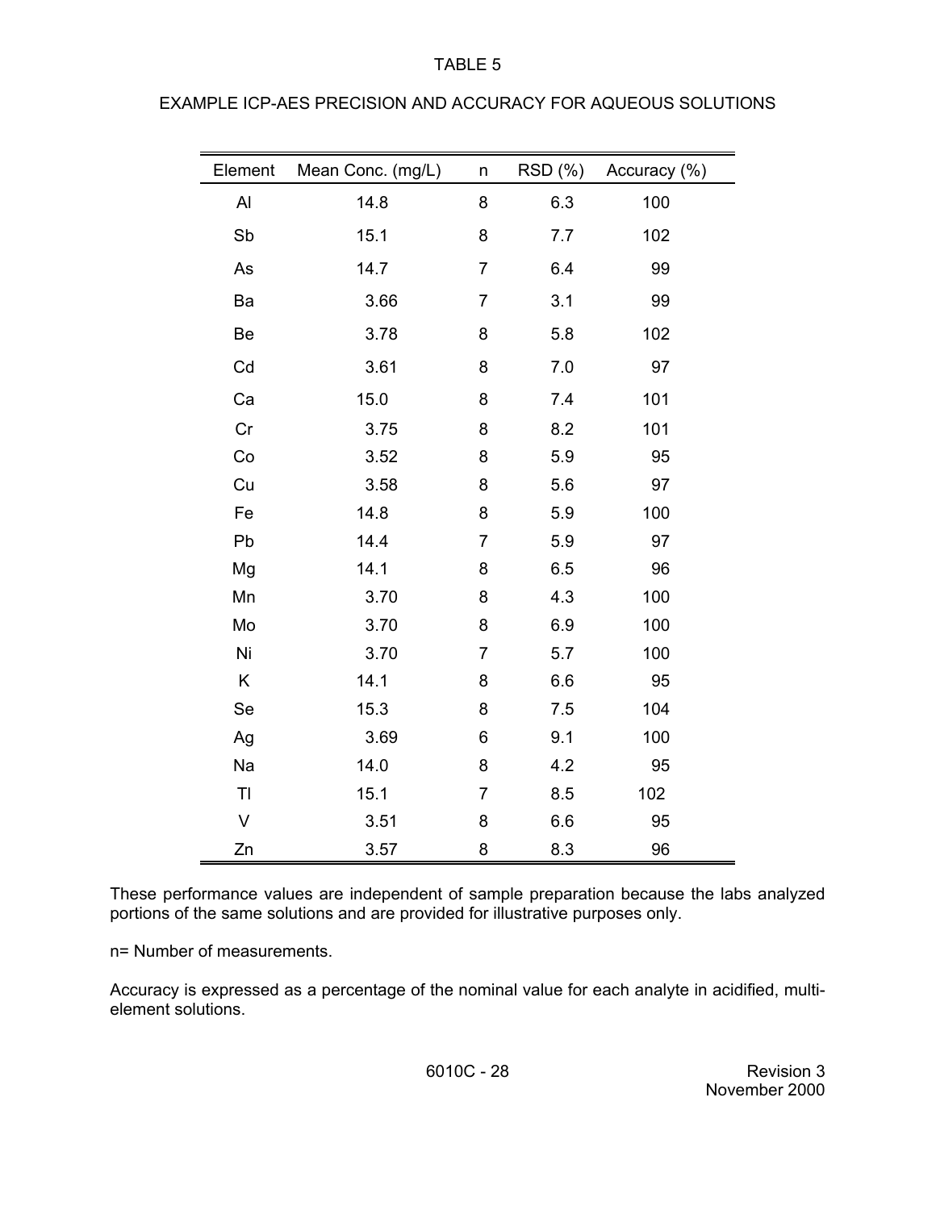# TABLE 5

## EXAMPLE ICP-AES PRECISION AND ACCURACY FOR AQUEOUS SOLUTIONS

| Element | Mean Conc. (mg/L) | n | RSD (%) | Accuracy (%) |
|---|---|---|---|---|
| Al | 14.8 | 8 | 6.3 | 100 |
| Sb | 15.1 | 8 | 7.7 | 102 |
| As | 14.7 | 7 | 6.4 | 99 |
| Ba | 3.66 | 7 | 3.1 | 99 |
| Be | 3.78 | 8 | 5.8 | 102 |
| Cd | 3.61 | 8 | 7.0 | 97 |
| Ca | 15.0 | 8 | 7.4 | 101 |
| Cr | 3.75 | 8 | 8.2 | 101 |
| Co | 3.52 | 8 | 5.9 | 95 |
| Cu | 3.58 | 8 | 5.6 | 97 |
| Fe | 14.8 | 8 | 5.9 | 100 |
| Pb | 14.4 | 7 | 5.9 | 97 |
| Mg | 14.1 | 8 | 6.5 | 96 |
| Mn | 3.70 | 8 | 4.3 | 100 |
| Mo | 3.70 | 8 | 6.9 | 100 |
| Ni | 3.70 | 7 | 5.7 | 100 |
| K | 14.1 | 8 | 6.6 | 95 |
| Se | 15.3 | 8 | 7.5 | 104 |
| Ag | 3.69 | 6 | 9.1 | 100 |
| Na | 14.0 | 8 | 4.2 | 95 |
| Tl | 15.1 | 7 | 8.5 | 102 |
| V | 3.51 | 8 | 6.6 | 95 |
| Zn | 3.57 | 8 | 8.3 | 96 |

These performance values are independent of sample preparation because the labs analyzed portions of the same solutions and are provided for illustrative purposes only.

n= Number of measurements.

Accuracy is expressed as a percentage of the nominal value for each analyte in acidified, multi-element solutions.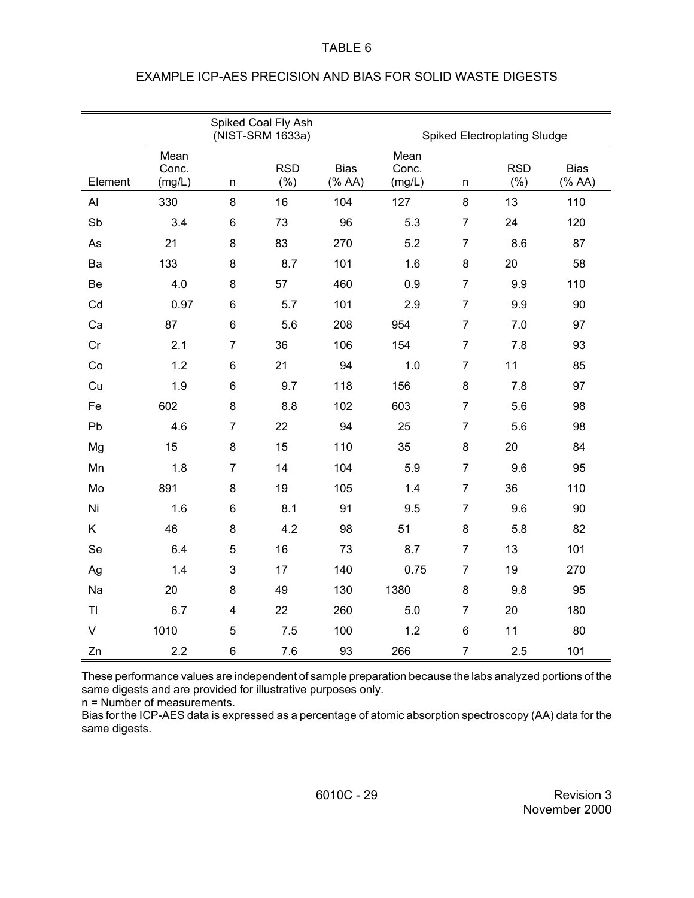# TABLE 6

## EXAMPLE ICP-AES PRECISION AND BIAS FOR SOLID WASTE DIGESTS

| | Spiked Coal Fly Ash (NIST-SRM 1633a) | | | | Spiked Electroplating Sludge | | | |
|---|---|---|---|---|---|---|---|---|
| Element | Mean Conc. (mg/L) | n | RSD (%) | Bias (% AA) | Mean Conc. (mg/L) | n | RSD (%) | Bias (% AA) |
| Al | 330 | 8 | 16 | 104 | 127 | 8 | 13 | 110 |
| Sb | 3.4 | 6 | 73 | 96 | 5.3 | 7 | 24 | 120 |
| As | 21 | 8 | 83 | 270 | 5.2 | 7 | 8.6 | 87 |
| Ba | 133 | 8 | 8.7 | 101 | 1.6 | 8 | 20 | 58 |
| Be | 4.0 | 8 | 57 | 460 | 0.9 | 7 | 9.9 | 110 |
| Cd | 0.97 | 6 | 5.7 | 101 | 2.9 | 7 | 9.9 | 90 |
| Ca | 87 | 6 | 5.6 | 208 | 954 | 7 | 7.0 | 97 |
| Cr | 2.1 | 7 | 36 | 106 | 154 | 7 | 7.8 | 93 |
| Co | 1.2 | 6 | 21 | 94 | 1.0 | 7 | 11 | 85 |
| Cu | 1.9 | 6 | 9.7 | 118 | 156 | 8 | 7.8 | 97 |
| Fe | 602 | 8 | 8.8 | 102 | 603 | 7 | 5.6 | 98 |
| Pb | 4.6 | 7 | 22 | 94 | 25 | 7 | 5.6 | 98 |
| Mg | 15 | 8 | 15 | 110 | 35 | 8 | 20 | 84 |
| Mn | 1.8 | 7 | 14 | 104 | 5.9 | 7 | 9.6 | 95 |
| Mo | 891 | 8 | 19 | 105 | 1.4 | 7 | 36 | 110 |
| Ni | 1.6 | 6 | 8.1 | 91 | 9.5 | 7 | 9.6 | 90 |
| K | 46 | 8 | 4.2 | 98 | 51 | 8 | 5.8 | 82 |
| Se | 6.4 | 5 | 16 | 73 | 8.7 | 7 | 13 | 101 |
| Ag | 1.4 | 3 | 17 | 140 | 0.75 | 7 | 19 | 270 |
| Na | 20 | 8 | 49 | 130 | 1380 | 8 | 9.8 | 95 |
| Tl | 6.7 | 4 | 22 | 260 | 5.0 | 7 | 20 | 180 |
| V | 1010 | 5 | 7.5 | 100 | 1.2 | 6 | 11 | 80 |
| Zn | 2.2 | 6 | 7.6 | 93 | 266 | 7 | 2.5 | 101 |

These performance values are independent of sample preparation because the labs analyzed portions of the same digests and are provided for illustrative purposes only.

n = Number of measurements.

Bias for the ICP-AES data is expressed as a percentage of atomic absorption spectroscopy (AA) data for the same digests.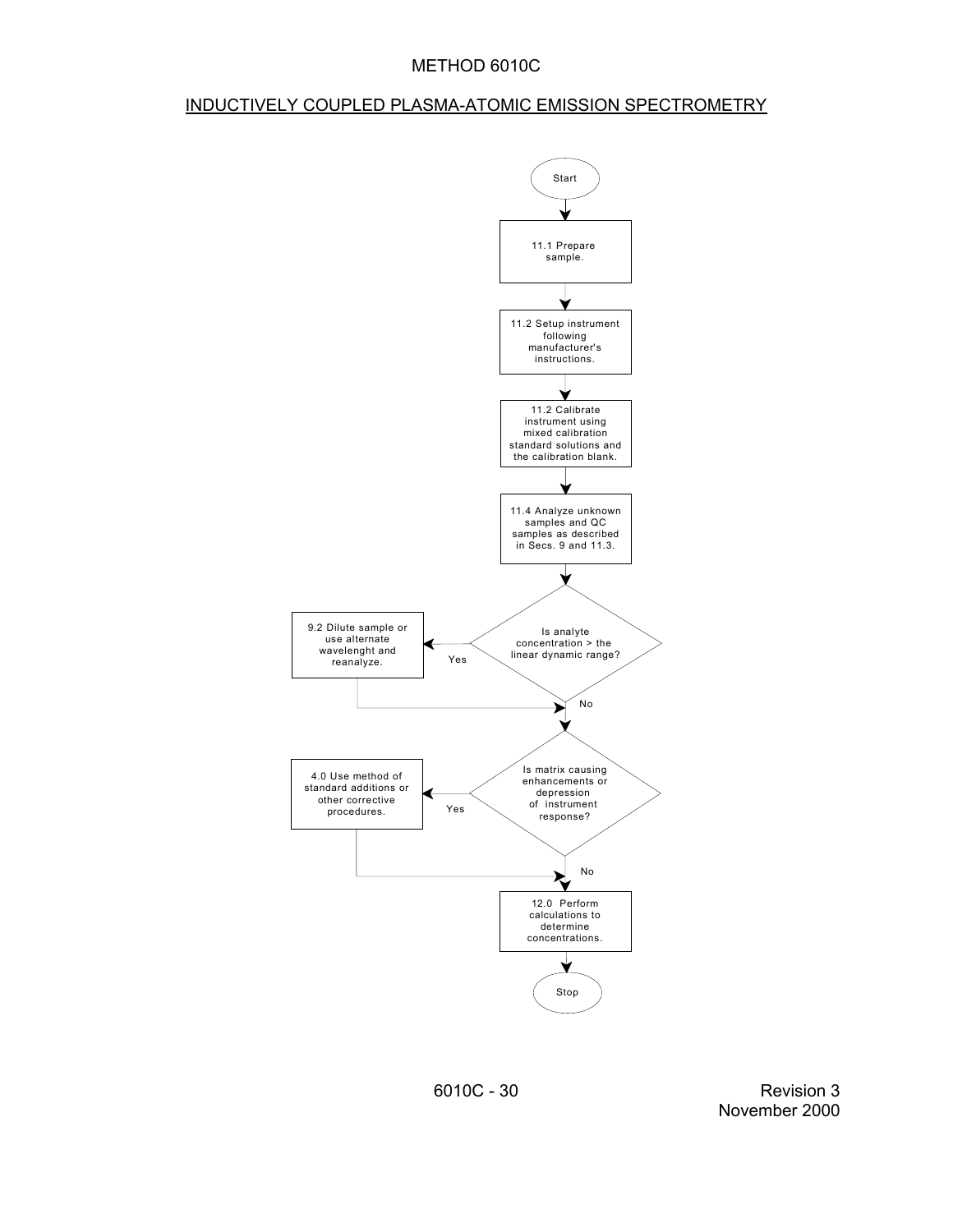# METHOD 6010C

## INDUCTIVELY COUPLED PLASMA-ATOMIC EMISSION SPECTROMETRY

Start

11.1 Prepare sample.

11.2 Setup instrument following manufacturer's instructions.

11.2 Calibrate instrument using mixed calibration standard solutions and the calibration blank.

11.4 Analyze unknown samples and QC samples as described in Secs. 9 and 11.3.

Is analyte concentration > the linear dynamic range?

Yes

9.2 Dilute sample or use alternate wavelenght and reanalyze.

No

Is matrix causing enhancements or depression of instrument response?

Yes

4.0 Use method of standard additions or other corrective procedures.

No

12.0 Perform calculations to determine concentrations.

Stop